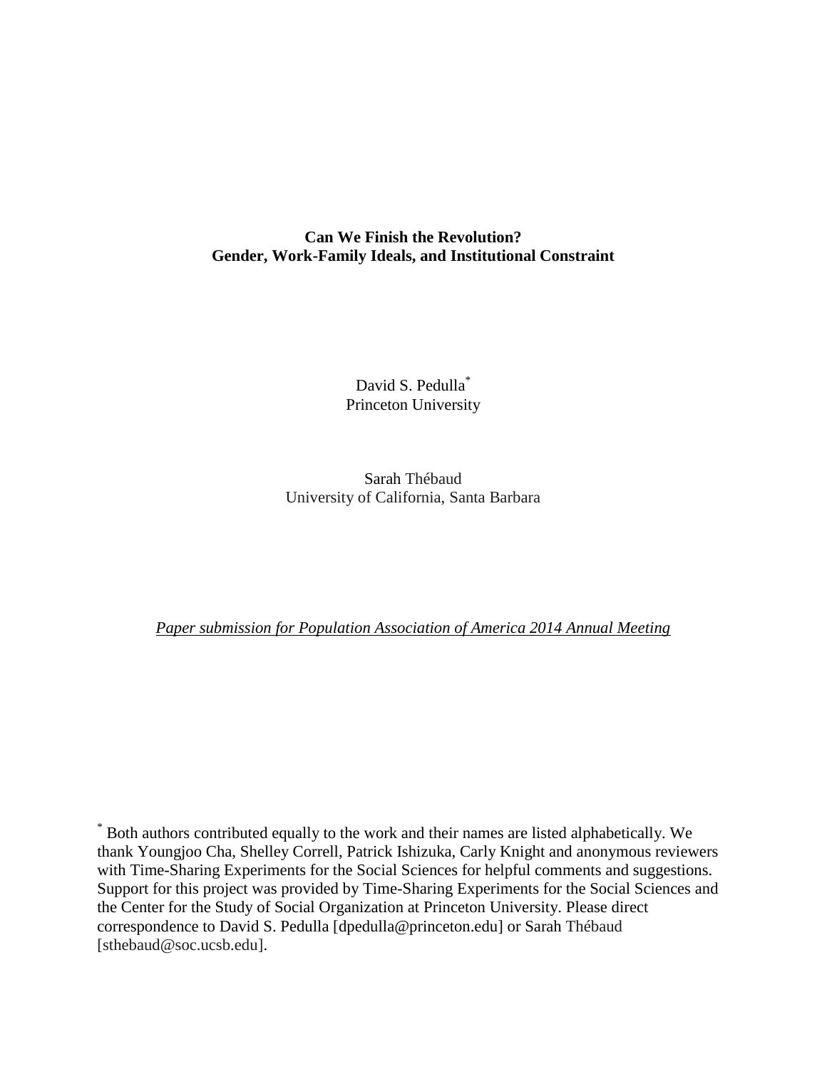**Can We Finish the Revolution?**
**Gender, Work-Family Ideals, and Institutional Constraint**

David S. Pedulla[*]
Princeton University

Sarah Thébaud
University of California, Santa Barbara

*Paper submission for Population Association of America 2014 Annual Meeting*

[*] Both authors contributed equally to the work and their names are listed alphabetically. We thank Youngjoo Cha, Shelley Correll, Patrick Ishizuka, Carly Knight and anonymous reviewers with Time-Sharing Experiments for the Social Sciences for helpful comments and suggestions. Support for this project was provided by Time-Sharing Experiments for the Social Sciences and the Center for the Study of Social Organization at Princeton University. Please direct correspondence to David S. Pedulla [dpedulla@princeton.edu] or Sarah Thébaud [sthebaud@soc.ucsb.edu].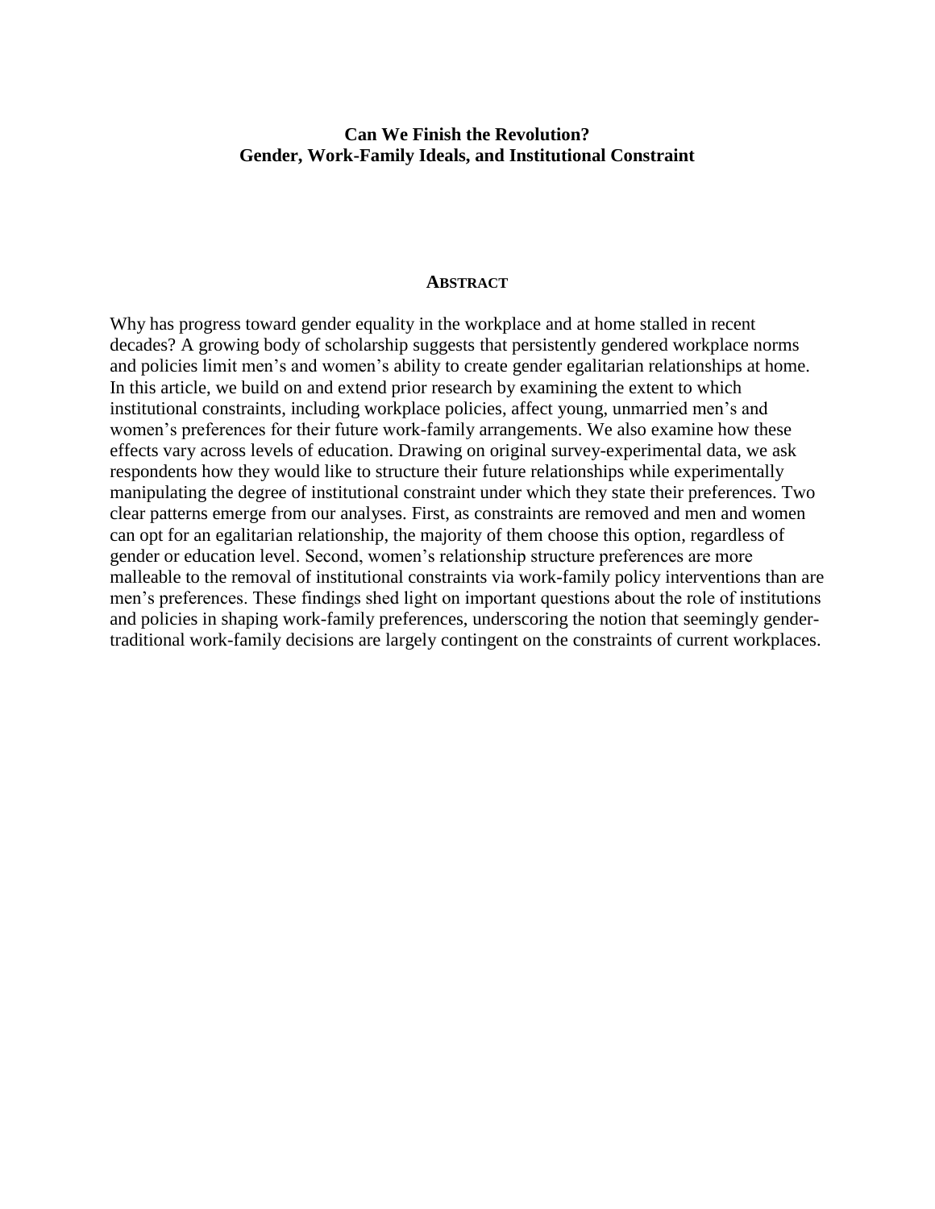**Can We Finish the Revolution?**
**Gender, Work-Family Ideals, and Institutional Constraint**

## ABSTRACT

Why has progress toward gender equality in the workplace and at home stalled in recent decades? A growing body of scholarship suggests that persistently gendered workplace norms and policies limit men's and women's ability to create gender egalitarian relationships at home. In this article, we build on and extend prior research by examining the extent to which institutional constraints, including workplace policies, affect young, unmarried men's and women's preferences for their future work-family arrangements. We also examine how these effects vary across levels of education. Drawing on original survey-experimental data, we ask respondents how they would like to structure their future relationships while experimentally manipulating the degree of institutional constraint under which they state their preferences. Two clear patterns emerge from our analyses. First, as constraints are removed and men and women can opt for an egalitarian relationship, the majority of them choose this option, regardless of gender or education level. Second, women's relationship structure preferences are more malleable to the removal of institutional constraints via work-family policy interventions than are men's preferences. These findings shed light on important questions about the role of institutions and policies in shaping work-family preferences, underscoring the notion that seemingly gender-traditional work-family decisions are largely contingent on the constraints of current workplaces.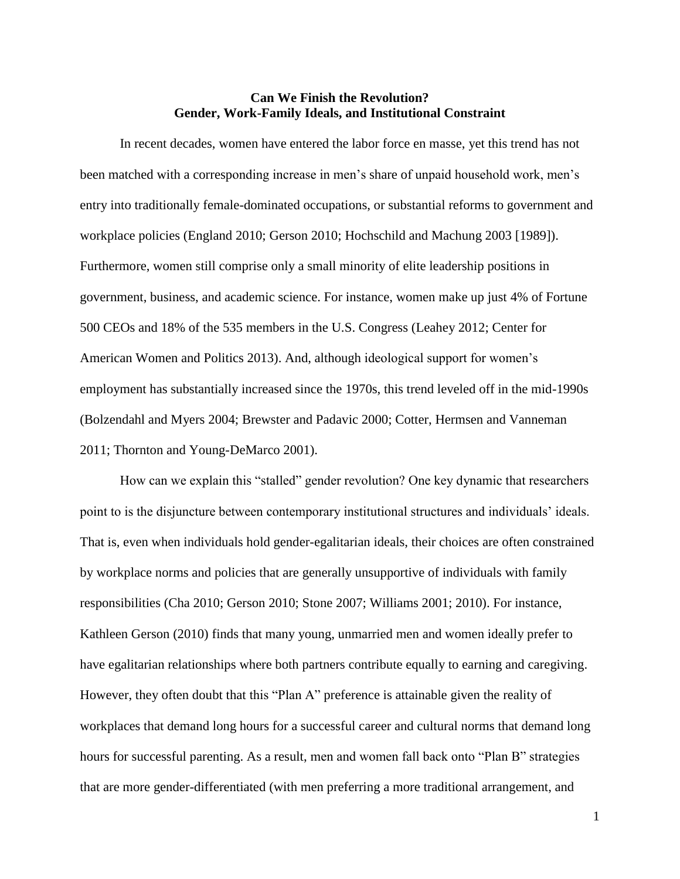# Can We Finish the Revolution?
## Gender, Work-Family Ideals, and Institutional Constraint

In recent decades, women have entered the labor force en masse, yet this trend has not been matched with a corresponding increase in men's share of unpaid household work, men's entry into traditionally female-dominated occupations, or substantial reforms to government and workplace policies (England 2010; Gerson 2010; Hochschild and Machung 2003 [1989]). Furthermore, women still comprise only a small minority of elite leadership positions in government, business, and academic science. For instance, women make up just 4% of Fortune 500 CEOs and 18% of the 535 members in the U.S. Congress (Leahey 2012; Center for American Women and Politics 2013). And, although ideological support for women's employment has substantially increased since the 1970s, this trend leveled off in the mid-1990s (Bolzendahl and Myers 2004; Brewster and Padavic 2000; Cotter, Hermsen and Vanneman 2011; Thornton and Young-DeMarco 2001).

How can we explain this "stalled" gender revolution? One key dynamic that researchers point to is the disjuncture between contemporary institutional structures and individuals' ideals. That is, even when individuals hold gender-egalitarian ideals, their choices are often constrained by workplace norms and policies that are generally unsupportive of individuals with family responsibilities (Cha 2010; Gerson 2010; Stone 2007; Williams 2001; 2010). For instance, Kathleen Gerson (2010) finds that many young, unmarried men and women ideally prefer to have egalitarian relationships where both partners contribute equally to earning and caregiving. However, they often doubt that this "Plan A" preference is attainable given the reality of workplaces that demand long hours for a successful career and cultural norms that demand long hours for successful parenting. As a result, men and women fall back onto "Plan B" strategies that are more gender-differentiated (with men preferring a more traditional arrangement, and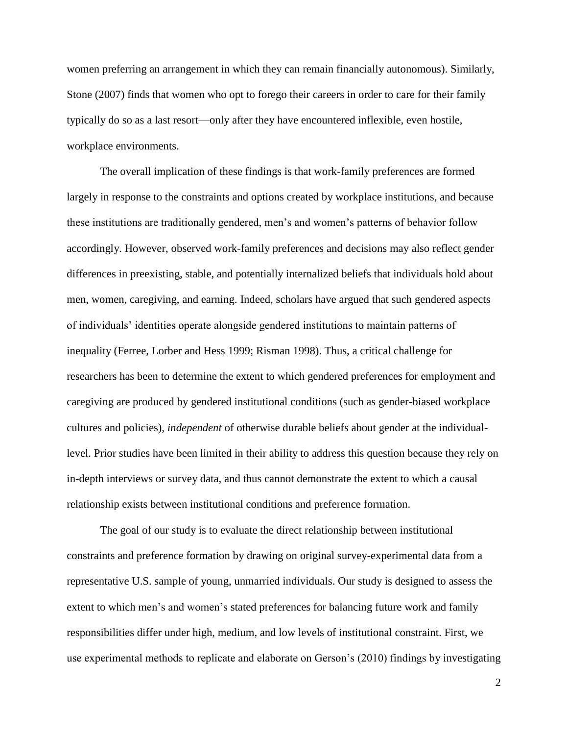women preferring an arrangement in which they can remain financially autonomous). Similarly, Stone (2007) finds that women who opt to forego their careers in order to care for their family typically do so as a last resort—only after they have encountered inflexible, even hostile, workplace environments.

The overall implication of these findings is that work-family preferences are formed largely in response to the constraints and options created by workplace institutions, and because these institutions are traditionally gendered, men's and women's patterns of behavior follow accordingly. However, observed work-family preferences and decisions may also reflect gender differences in preexisting, stable, and potentially internalized beliefs that individuals hold about men, women, caregiving, and earning. Indeed, scholars have argued that such gendered aspects of individuals' identities operate alongside gendered institutions to maintain patterns of inequality (Ferree, Lorber and Hess 1999; Risman 1998). Thus, a critical challenge for researchers has been to determine the extent to which gendered preferences for employment and caregiving are produced by gendered institutional conditions (such as gender-biased workplace cultures and policies), *independent* of otherwise durable beliefs about gender at the individual-level. Prior studies have been limited in their ability to address this question because they rely on in-depth interviews or survey data, and thus cannot demonstrate the extent to which a causal relationship exists between institutional conditions and preference formation.

The goal of our study is to evaluate the direct relationship between institutional constraints and preference formation by drawing on original survey-experimental data from a representative U.S. sample of young, unmarried individuals. Our study is designed to assess the extent to which men's and women's stated preferences for balancing future work and family responsibilities differ under high, medium, and low levels of institutional constraint. First, we use experimental methods to replicate and elaborate on Gerson's (2010) findings by investigating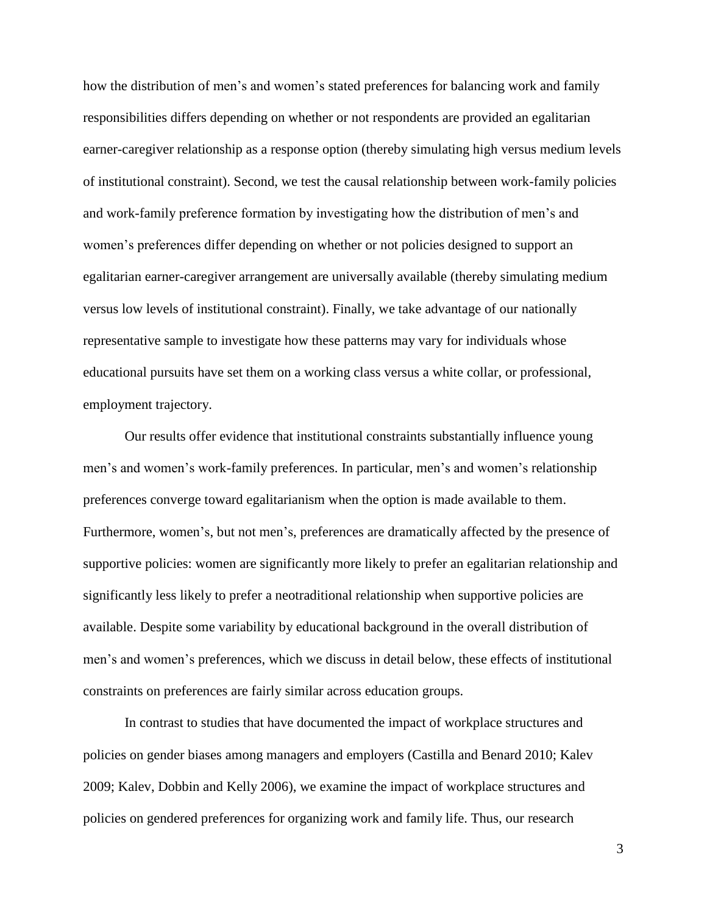how the distribution of men's and women's stated preferences for balancing work and family responsibilities differs depending on whether or not respondents are provided an egalitarian earner-caregiver relationship as a response option (thereby simulating high versus medium levels of institutional constraint). Second, we test the causal relationship between work-family policies and work-family preference formation by investigating how the distribution of men's and women's preferences differ depending on whether or not policies designed to support an egalitarian earner-caregiver arrangement are universally available (thereby simulating medium versus low levels of institutional constraint). Finally, we take advantage of our nationally representative sample to investigate how these patterns may vary for individuals whose educational pursuits have set them on a working class versus a white collar, or professional, employment trajectory.

Our results offer evidence that institutional constraints substantially influence young men's and women's work-family preferences. In particular, men's and women's relationship preferences converge toward egalitarianism when the option is made available to them. Furthermore, women's, but not men's, preferences are dramatically affected by the presence of supportive policies: women are significantly more likely to prefer an egalitarian relationship and significantly less likely to prefer a neotraditional relationship when supportive policies are available. Despite some variability by educational background in the overall distribution of men's and women's preferences, which we discuss in detail below, these effects of institutional constraints on preferences are fairly similar across education groups.

In contrast to studies that have documented the impact of workplace structures and policies on gender biases among managers and employers (Castilla and Benard 2010; Kalev 2009; Kalev, Dobbin and Kelly 2006), we examine the impact of workplace structures and policies on gendered preferences for organizing work and family life. Thus, our research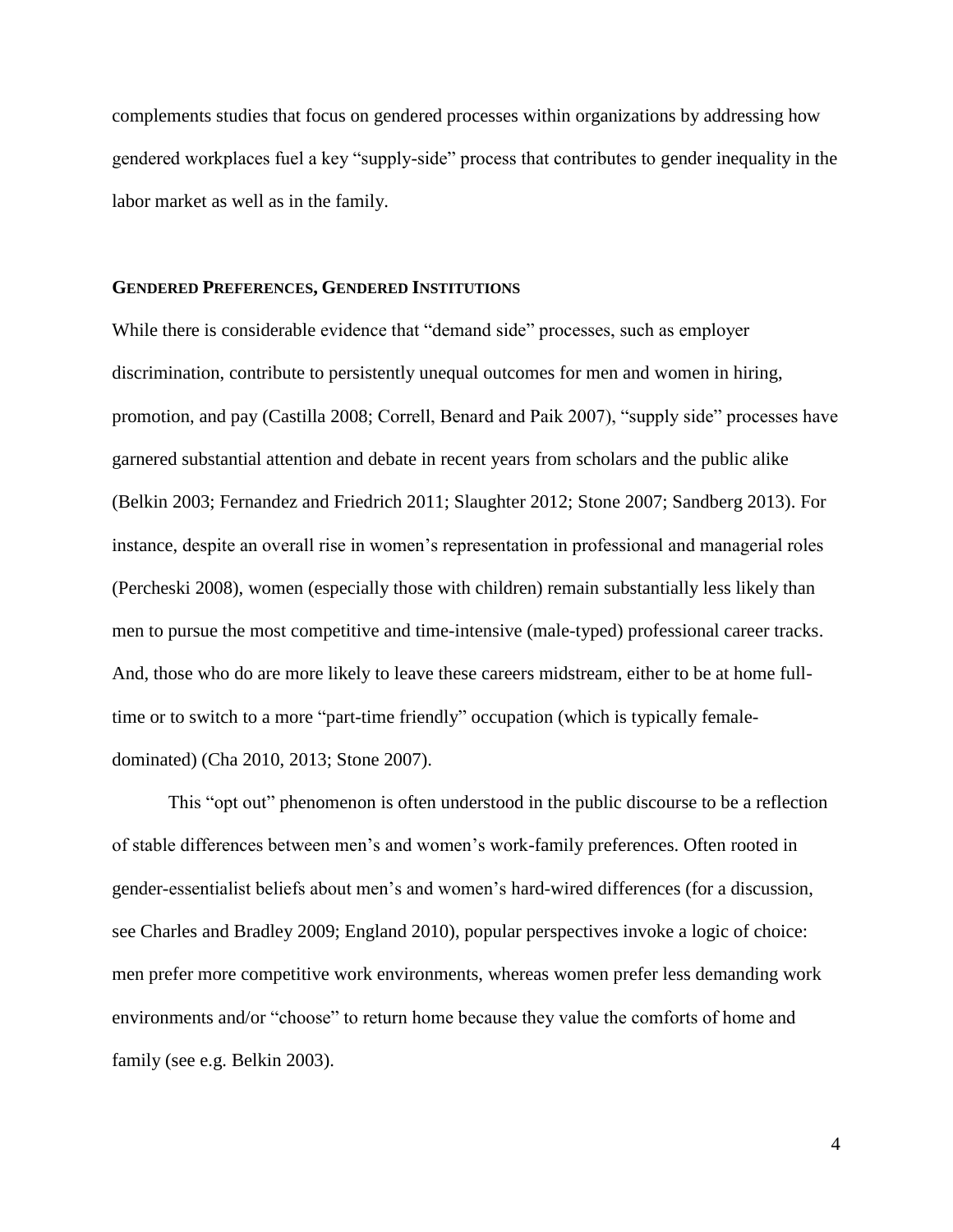complements studies that focus on gendered processes within organizations by addressing how gendered workplaces fuel a key "supply-side" process that contributes to gender inequality in the labor market as well as in the family.

## GENDERED PREFERENCES, GENDERED INSTITUTIONS

While there is considerable evidence that "demand side" processes, such as employer discrimination, contribute to persistently unequal outcomes for men and women in hiring, promotion, and pay (Castilla 2008; Correll, Benard and Paik 2007), "supply side" processes have garnered substantial attention and debate in recent years from scholars and the public alike (Belkin 2003; Fernandez and Friedrich 2011; Slaughter 2012; Stone 2007; Sandberg 2013). For instance, despite an overall rise in women's representation in professional and managerial roles (Percheski 2008), women (especially those with children) remain substantially less likely than men to pursue the most competitive and time-intensive (male-typed) professional career tracks. And, those who do are more likely to leave these careers midstream, either to be at home full-time or to switch to a more "part-time friendly" occupation (which is typically female-dominated) (Cha 2010, 2013; Stone 2007).

This "opt out" phenomenon is often understood in the public discourse to be a reflection of stable differences between men's and women's work-family preferences. Often rooted in gender-essentialist beliefs about men's and women's hard-wired differences (for a discussion, see Charles and Bradley 2009; England 2010), popular perspectives invoke a logic of choice: men prefer more competitive work environments, whereas women prefer less demanding work environments and/or "choose" to return home because they value the comforts of home and family (see e.g. Belkin 2003).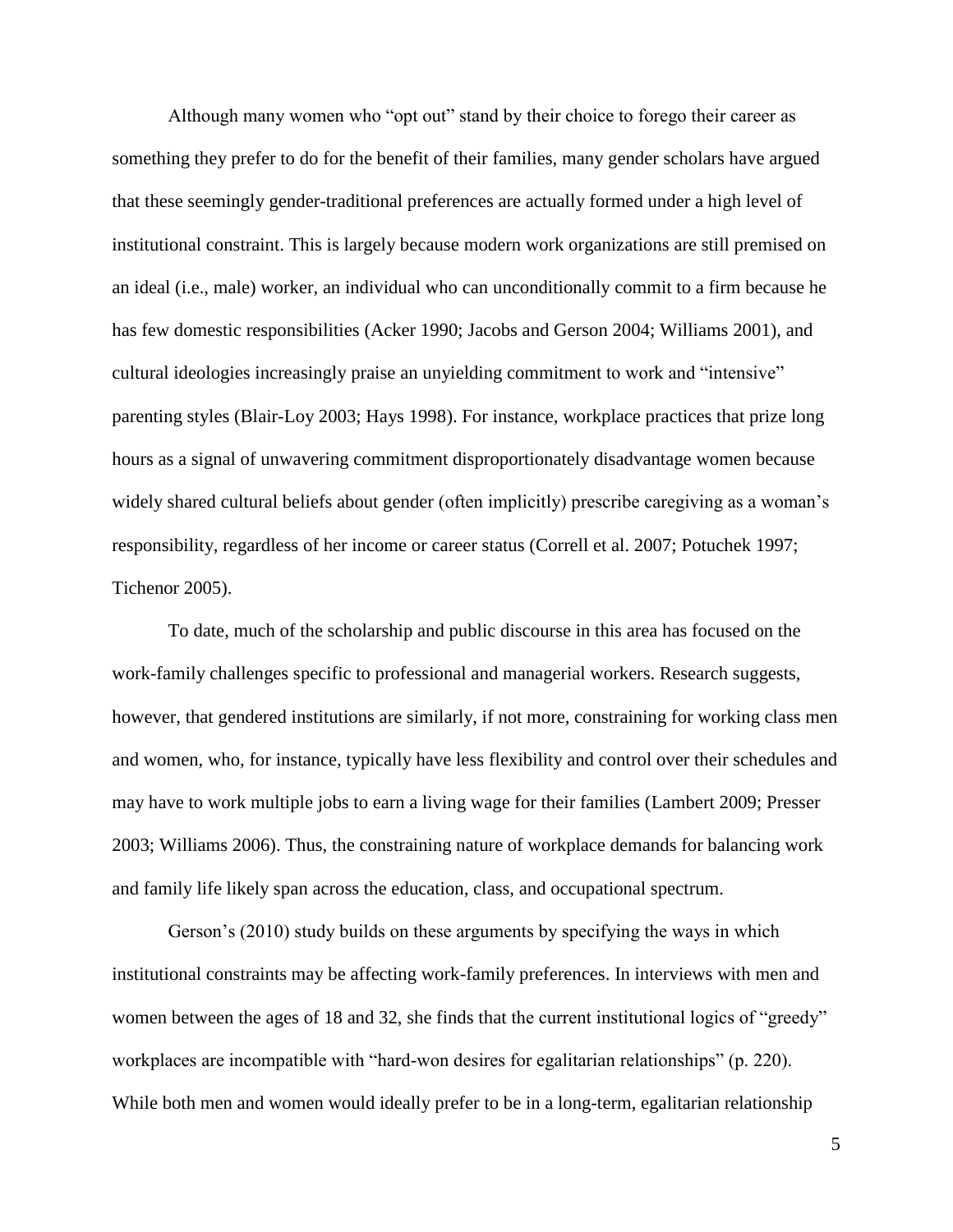Although many women who "opt out" stand by their choice to forego their career as something they prefer to do for the benefit of their families, many gender scholars have argued that these seemingly gender-traditional preferences are actually formed under a high level of institutional constraint. This is largely because modern work organizations are still premised on an ideal (i.e., male) worker, an individual who can unconditionally commit to a firm because he has few domestic responsibilities (Acker 1990; Jacobs and Gerson 2004; Williams 2001), and cultural ideologies increasingly praise an unyielding commitment to work and "intensive" parenting styles (Blair-Loy 2003; Hays 1998). For instance, workplace practices that prize long hours as a signal of unwavering commitment disproportionately disadvantage women because widely shared cultural beliefs about gender (often implicitly) prescribe caregiving as a woman's responsibility, regardless of her income or career status (Correll et al. 2007; Potuchek 1997; Tichenor 2005).

To date, much of the scholarship and public discourse in this area has focused on the work-family challenges specific to professional and managerial workers. Research suggests, however, that gendered institutions are similarly, if not more, constraining for working class men and women, who, for instance, typically have less flexibility and control over their schedules and may have to work multiple jobs to earn a living wage for their families (Lambert 2009; Presser 2003; Williams 2006). Thus, the constraining nature of workplace demands for balancing work and family life likely span across the education, class, and occupational spectrum.

Gerson's (2010) study builds on these arguments by specifying the ways in which institutional constraints may be affecting work-family preferences. In interviews with men and women between the ages of 18 and 32, she finds that the current institutional logics of "greedy" workplaces are incompatible with "hard-won desires for egalitarian relationships" (p. 220). While both men and women would ideally prefer to be in a long-term, egalitarian relationship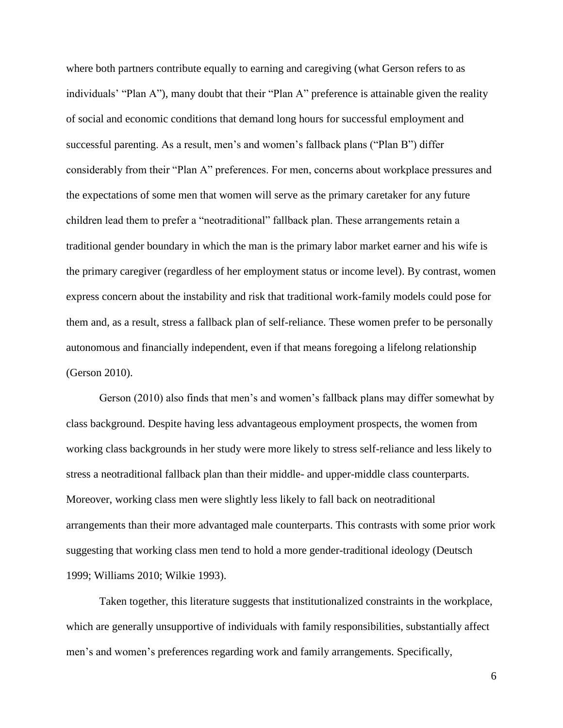where both partners contribute equally to earning and caregiving (what Gerson refers to as individuals' "Plan A"), many doubt that their "Plan A" preference is attainable given the reality of social and economic conditions that demand long hours for successful employment and successful parenting. As a result, men's and women's fallback plans ("Plan B") differ considerably from their "Plan A" preferences. For men, concerns about workplace pressures and the expectations of some men that women will serve as the primary caretaker for any future children lead them to prefer a "neotraditional" fallback plan. These arrangements retain a traditional gender boundary in which the man is the primary labor market earner and his wife is the primary caregiver (regardless of her employment status or income level). By contrast, women express concern about the instability and risk that traditional work-family models could pose for them and, as a result, stress a fallback plan of self-reliance. These women prefer to be personally autonomous and financially independent, even if that means foregoing a lifelong relationship (Gerson 2010).

Gerson (2010) also finds that men's and women's fallback plans may differ somewhat by class background. Despite having less advantageous employment prospects, the women from working class backgrounds in her study were more likely to stress self-reliance and less likely to stress a neotraditional fallback plan than their middle- and upper-middle class counterparts. Moreover, working class men were slightly less likely to fall back on neotraditional arrangements than their more advantaged male counterparts. This contrasts with some prior work suggesting that working class men tend to hold a more gender-traditional ideology (Deutsch 1999; Williams 2010; Wilkie 1993).

Taken together, this literature suggests that institutionalized constraints in the workplace, which are generally unsupportive of individuals with family responsibilities, substantially affect men's and women's preferences regarding work and family arrangements. Specifically,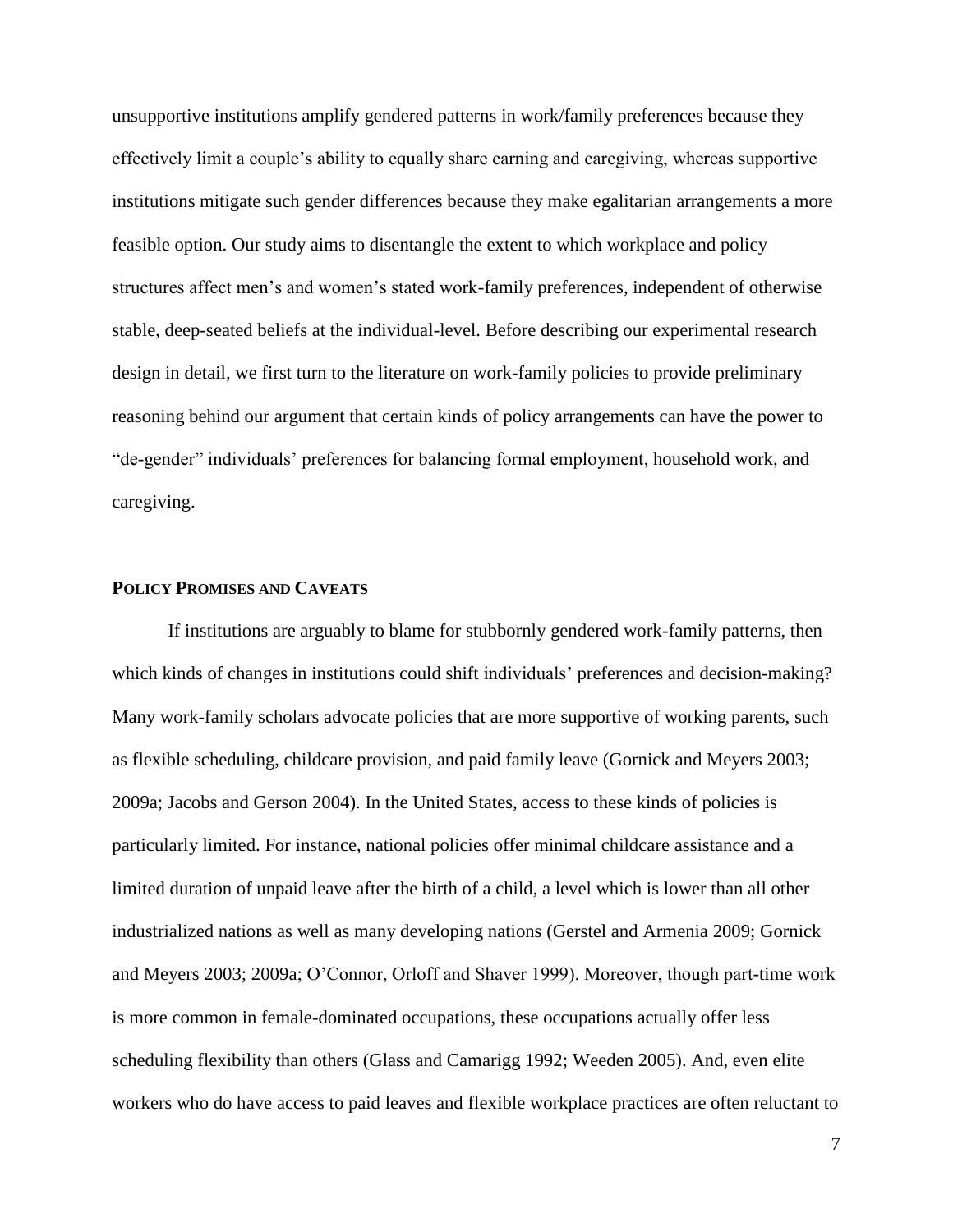unsupportive institutions amplify gendered patterns in work/family preferences because they effectively limit a couple's ability to equally share earning and caregiving, whereas supportive institutions mitigate such gender differences because they make egalitarian arrangements a more feasible option. Our study aims to disentangle the extent to which workplace and policy structures affect men's and women's stated work-family preferences, independent of otherwise stable, deep-seated beliefs at the individual-level. Before describing our experimental research design in detail, we first turn to the literature on work-family policies to provide preliminary reasoning behind our argument that certain kinds of policy arrangements can have the power to "de-gender" individuals' preferences for balancing formal employment, household work, and caregiving.

## POLICY PROMISES AND CAVEATS

If institutions are arguably to blame for stubbornly gendered work-family patterns, then which kinds of changes in institutions could shift individuals' preferences and decision-making? Many work-family scholars advocate policies that are more supportive of working parents, such as flexible scheduling, childcare provision, and paid family leave (Gornick and Meyers 2003; 2009a; Jacobs and Gerson 2004). In the United States, access to these kinds of policies is particularly limited. For instance, national policies offer minimal childcare assistance and a limited duration of unpaid leave after the birth of a child, a level which is lower than all other industrialized nations as well as many developing nations (Gerstel and Armenia 2009; Gornick and Meyers 2003; 2009a; O'Connor, Orloff and Shaver 1999). Moreover, though part-time work is more common in female-dominated occupations, these occupations actually offer less scheduling flexibility than others (Glass and Camarigg 1992; Weeden 2005). And, even elite workers who do have access to paid leaves and flexible workplace practices are often reluctant to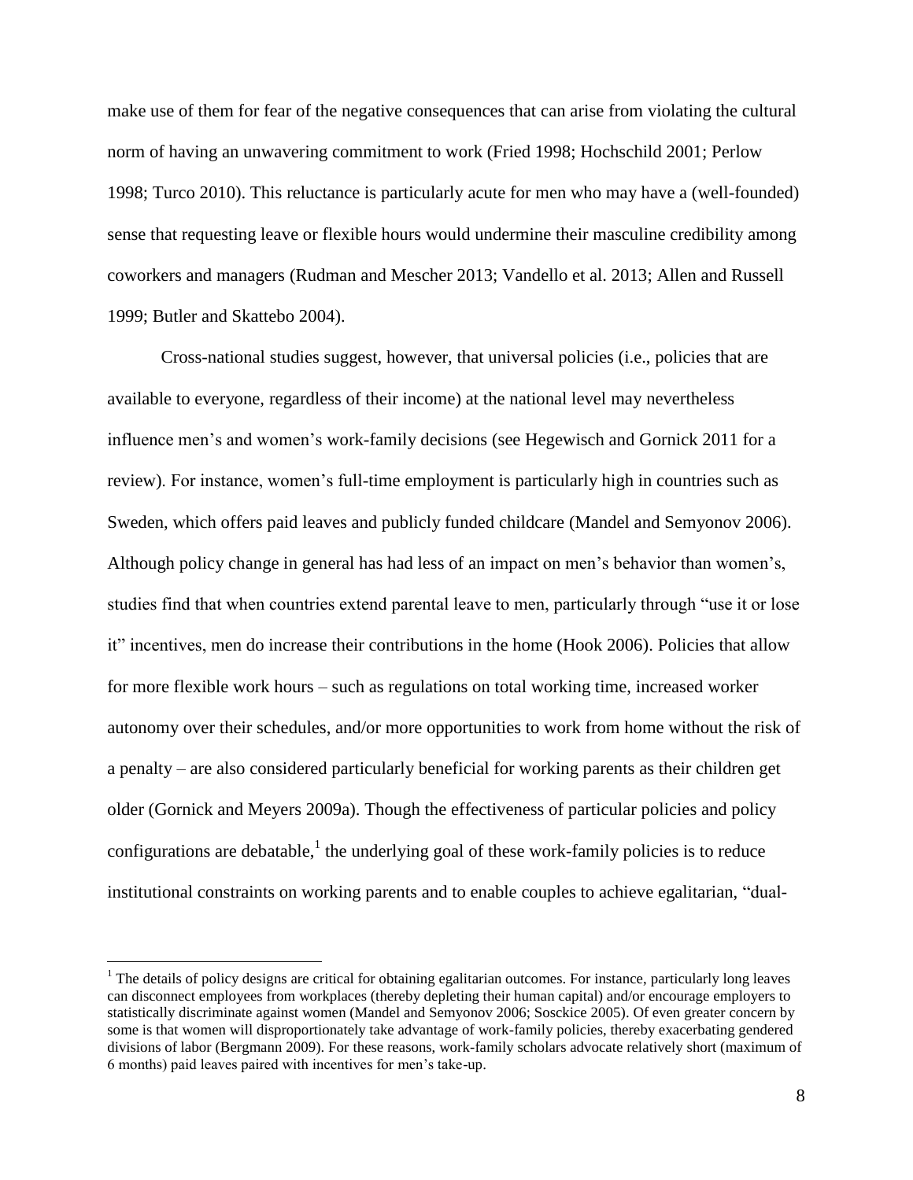make use of them for fear of the negative consequences that can arise from violating the cultural norm of having an unwavering commitment to work (Fried 1998; Hochschild 2001; Perlow 1998; Turco 2010). This reluctance is particularly acute for men who may have a (well-founded) sense that requesting leave or flexible hours would undermine their masculine credibility among coworkers and managers (Rudman and Mescher 2013; Vandello et al. 2013; Allen and Russell 1999; Butler and Skattebo 2004).

Cross-national studies suggest, however, that universal policies (i.e., policies that are available to everyone, regardless of their income) at the national level may nevertheless influence men's and women's work-family decisions (see Hegewisch and Gornick 2011 for a review). For instance, women's full-time employment is particularly high in countries such as Sweden, which offers paid leaves and publicly funded childcare (Mandel and Semyonov 2006). Although policy change in general has had less of an impact on men's behavior than women's, studies find that when countries extend parental leave to men, particularly through "use it or lose it" incentives, men do increase their contributions in the home (Hook 2006). Policies that allow for more flexible work hours – such as regulations on total working time, increased worker autonomy over their schedules, and/or more opportunities to work from home without the risk of a penalty – are also considered particularly beneficial for working parents as their children get older (Gornick and Meyers 2009a). Though the effectiveness of particular policies and policy configurations are debatable,[1] the underlying goal of these work-family policies is to reduce institutional constraints on working parents and to enable couples to achieve egalitarian, "dual-

[1] The details of policy designs are critical for obtaining egalitarian outcomes. For instance, particularly long leaves can disconnect employees from workplaces (thereby depleting their human capital) and/or encourage employers to statistically discriminate against women (Mandel and Semyonov 2006; Sosckice 2005). Of even greater concern by some is that women will disproportionately take advantage of work-family policies, thereby exacerbating gendered divisions of labor (Bergmann 2009). For these reasons, work-family scholars advocate relatively short (maximum of 6 months) paid leaves paired with incentives for men's take-up.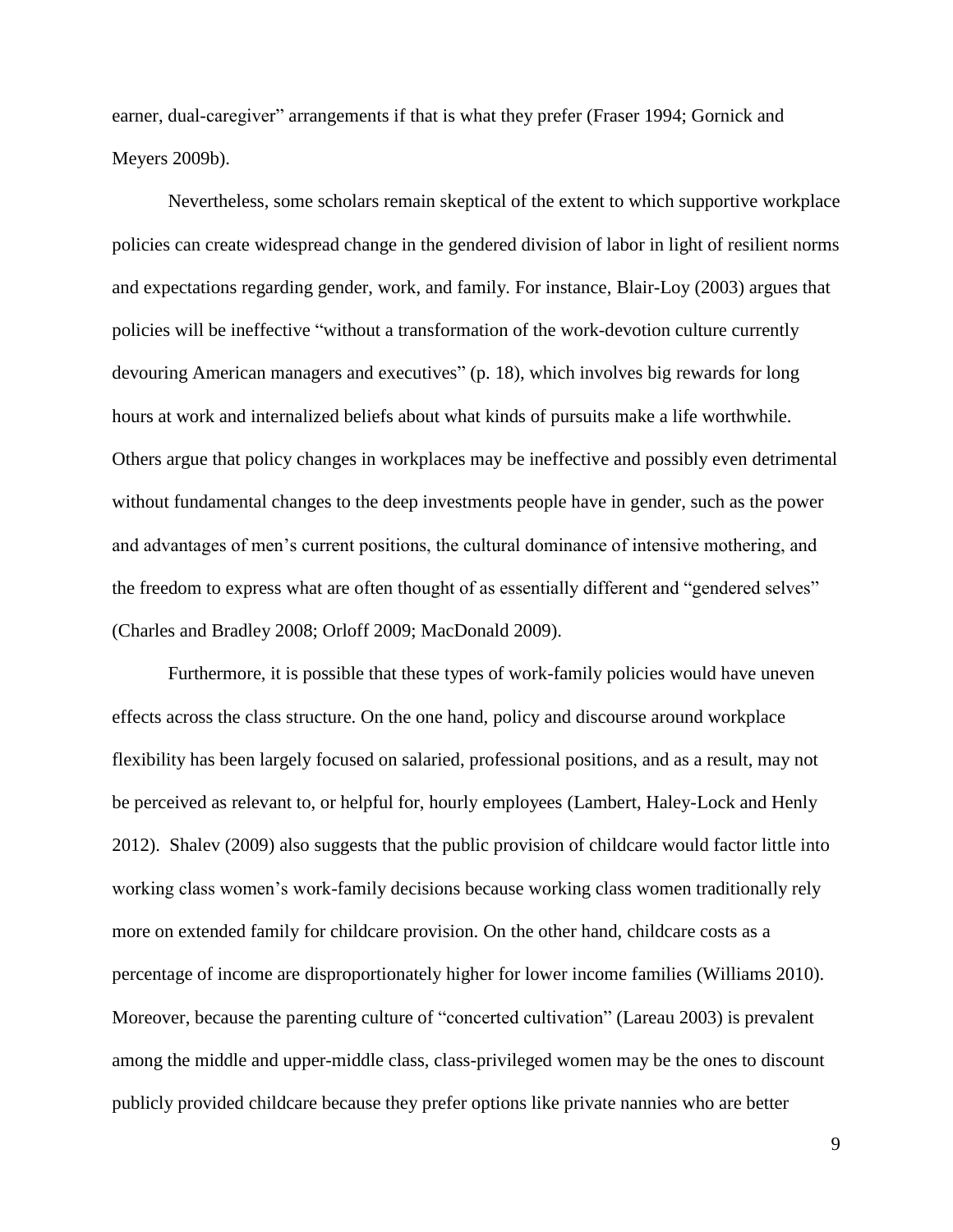earner, dual-caregiver" arrangements if that is what they prefer (Fraser 1994; Gornick and Meyers 2009b).

Nevertheless, some scholars remain skeptical of the extent to which supportive workplace policies can create widespread change in the gendered division of labor in light of resilient norms and expectations regarding gender, work, and family. For instance, Blair-Loy (2003) argues that policies will be ineffective "without a transformation of the work-devotion culture currently devouring American managers and executives" (p. 18), which involves big rewards for long hours at work and internalized beliefs about what kinds of pursuits make a life worthwhile. Others argue that policy changes in workplaces may be ineffective and possibly even detrimental without fundamental changes to the deep investments people have in gender, such as the power and advantages of men's current positions, the cultural dominance of intensive mothering, and the freedom to express what are often thought of as essentially different and "gendered selves" (Charles and Bradley 2008; Orloff 2009; MacDonald 2009).

Furthermore, it is possible that these types of work-family policies would have uneven effects across the class structure. On the one hand, policy and discourse around workplace flexibility has been largely focused on salaried, professional positions, and as a result, may not be perceived as relevant to, or helpful for, hourly employees (Lambert, Haley-Lock and Henly 2012). Shalev (2009) also suggests that the public provision of childcare would factor little into working class women's work-family decisions because working class women traditionally rely more on extended family for childcare provision. On the other hand, childcare costs as a percentage of income are disproportionately higher for lower income families (Williams 2010). Moreover, because the parenting culture of "concerted cultivation" (Lareau 2003) is prevalent among the middle and upper-middle class, class-privileged women may be the ones to discount publicly provided childcare because they prefer options like private nannies who are better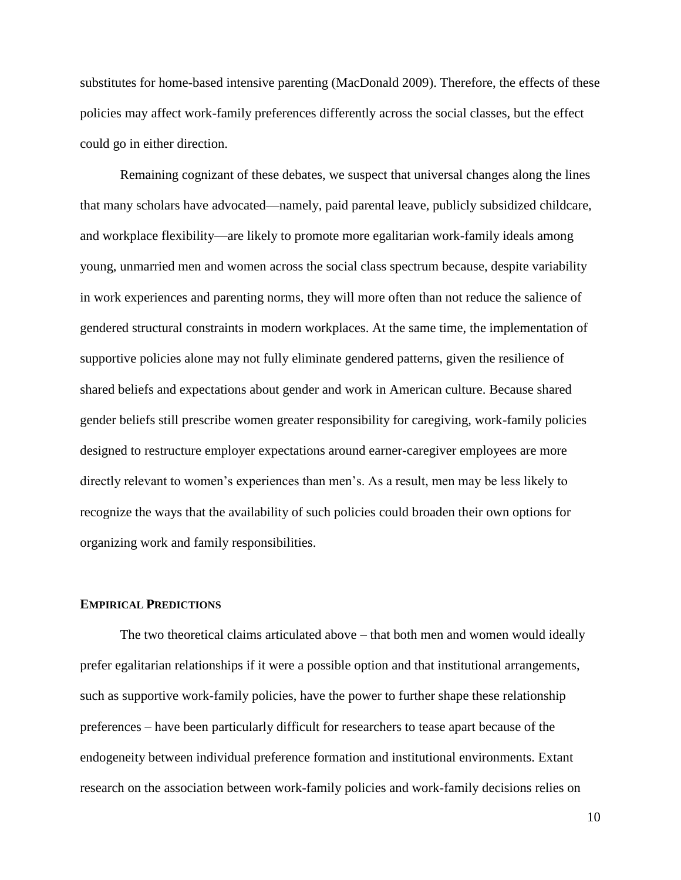substitutes for home-based intensive parenting (MacDonald 2009). Therefore, the effects of these policies may affect work-family preferences differently across the social classes, but the effect could go in either direction.

Remaining cognizant of these debates, we suspect that universal changes along the lines that many scholars have advocated—namely, paid parental leave, publicly subsidized childcare, and workplace flexibility—are likely to promote more egalitarian work-family ideals among young, unmarried men and women across the social class spectrum because, despite variability in work experiences and parenting norms, they will more often than not reduce the salience of gendered structural constraints in modern workplaces. At the same time, the implementation of supportive policies alone may not fully eliminate gendered patterns, given the resilience of shared beliefs and expectations about gender and work in American culture. Because shared gender beliefs still prescribe women greater responsibility for caregiving, work-family policies designed to restructure employer expectations around earner-caregiver employees are more directly relevant to women's experiences than men's. As a result, men may be less likely to recognize the ways that the availability of such policies could broaden their own options for organizing work and family responsibilities.

## **EMPIRICAL PREDICTIONS**

The two theoretical claims articulated above – that both men and women would ideally prefer egalitarian relationships if it were a possible option and that institutional arrangements, such as supportive work-family policies, have the power to further shape these relationship preferences – have been particularly difficult for researchers to tease apart because of the endogeneity between individual preference formation and institutional environments. Extant research on the association between work-family policies and work-family decisions relies on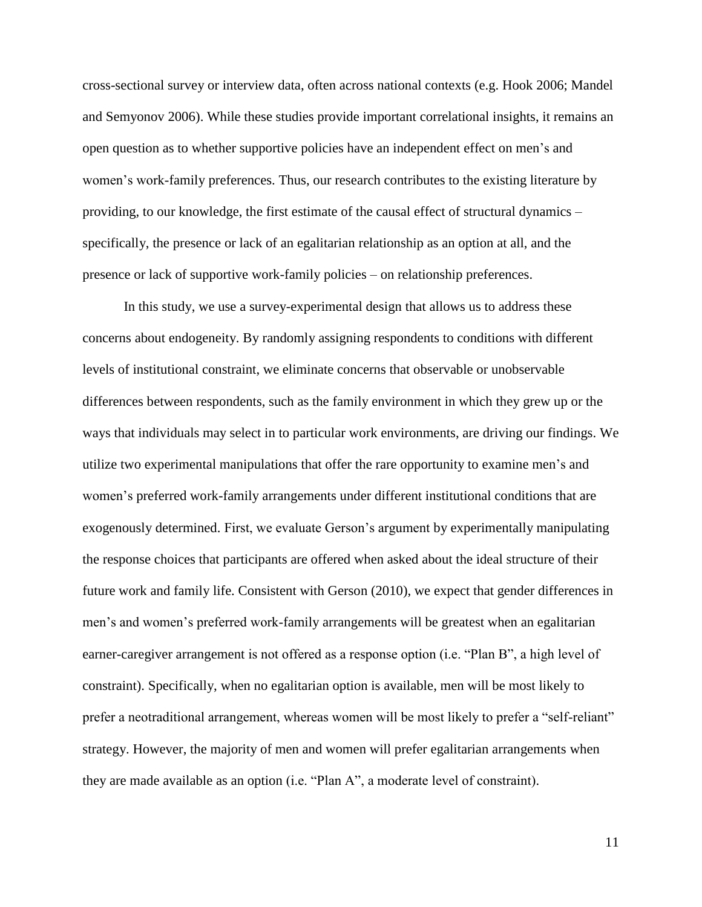cross-sectional survey or interview data, often across national contexts (e.g. Hook 2006; Mandel and Semyonov 2006). While these studies provide important correlational insights, it remains an open question as to whether supportive policies have an independent effect on men's and women's work-family preferences. Thus, our research contributes to the existing literature by providing, to our knowledge, the first estimate of the causal effect of structural dynamics – specifically, the presence or lack of an egalitarian relationship as an option at all, and the presence or lack of supportive work-family policies – on relationship preferences.

In this study, we use a survey-experimental design that allows us to address these concerns about endogeneity. By randomly assigning respondents to conditions with different levels of institutional constraint, we eliminate concerns that observable or unobservable differences between respondents, such as the family environment in which they grew up or the ways that individuals may select in to particular work environments, are driving our findings. We utilize two experimental manipulations that offer the rare opportunity to examine men's and women's preferred work-family arrangements under different institutional conditions that are exogenously determined. First, we evaluate Gerson's argument by experimentally manipulating the response choices that participants are offered when asked about the ideal structure of their future work and family life. Consistent with Gerson (2010), we expect that gender differences in men's and women's preferred work-family arrangements will be greatest when an egalitarian earner-caregiver arrangement is not offered as a response option (i.e. "Plan B", a high level of constraint). Specifically, when no egalitarian option is available, men will be most likely to prefer a neotraditional arrangement, whereas women will be most likely to prefer a "self-reliant" strategy. However, the majority of men and women will prefer egalitarian arrangements when they are made available as an option (i.e. "Plan A", a moderate level of constraint).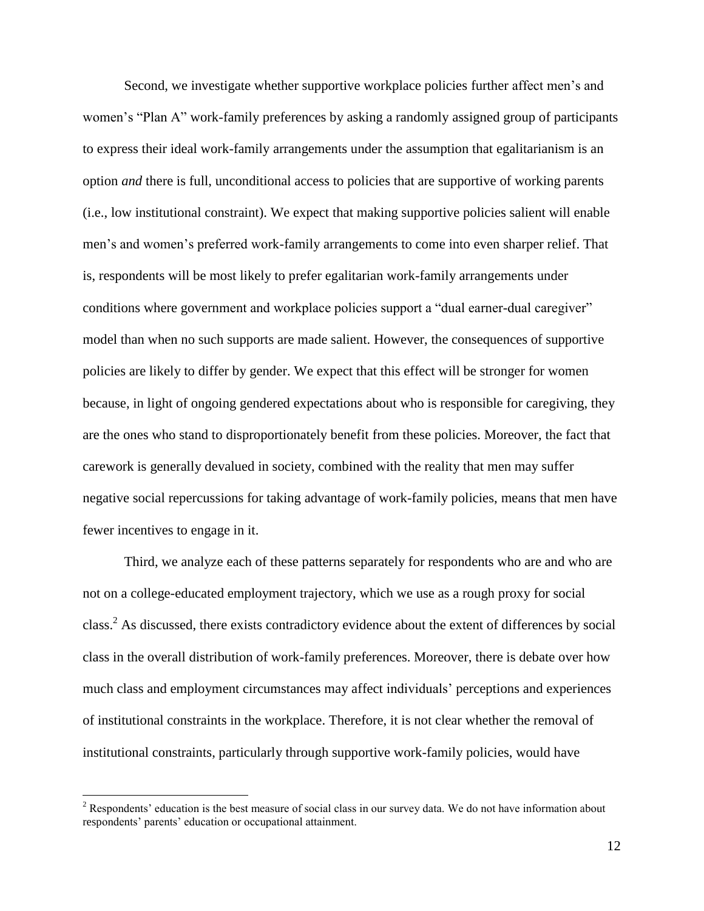Second, we investigate whether supportive workplace policies further affect men's and women's "Plan A" work-family preferences by asking a randomly assigned group of participants to express their ideal work-family arrangements under the assumption that egalitarianism is an option *and* there is full, unconditional access to policies that are supportive of working parents (i.e., low institutional constraint). We expect that making supportive policies salient will enable men's and women's preferred work-family arrangements to come into even sharper relief. That is, respondents will be most likely to prefer egalitarian work-family arrangements under conditions where government and workplace policies support a "dual earner-dual caregiver" model than when no such supports are made salient. However, the consequences of supportive policies are likely to differ by gender. We expect that this effect will be stronger for women because, in light of ongoing gendered expectations about who is responsible for caregiving, they are the ones who stand to disproportionately benefit from these policies. Moreover, the fact that carework is generally devalued in society, combined with the reality that men may suffer negative social repercussions for taking advantage of work-family policies, means that men have fewer incentives to engage in it.

Third, we analyze each of these patterns separately for respondents who are and who are not on a college-educated employment trajectory, which we use as a rough proxy for social class.[2] As discussed, there exists contradictory evidence about the extent of differences by social class in the overall distribution of work-family preferences. Moreover, there is debate over how much class and employment circumstances may affect individuals' perceptions and experiences of institutional constraints in the workplace. Therefore, it is not clear whether the removal of institutional constraints, particularly through supportive work-family policies, would have

[2] Respondents' education is the best measure of social class in our survey data. We do not have information about respondents' parents' education or occupational attainment.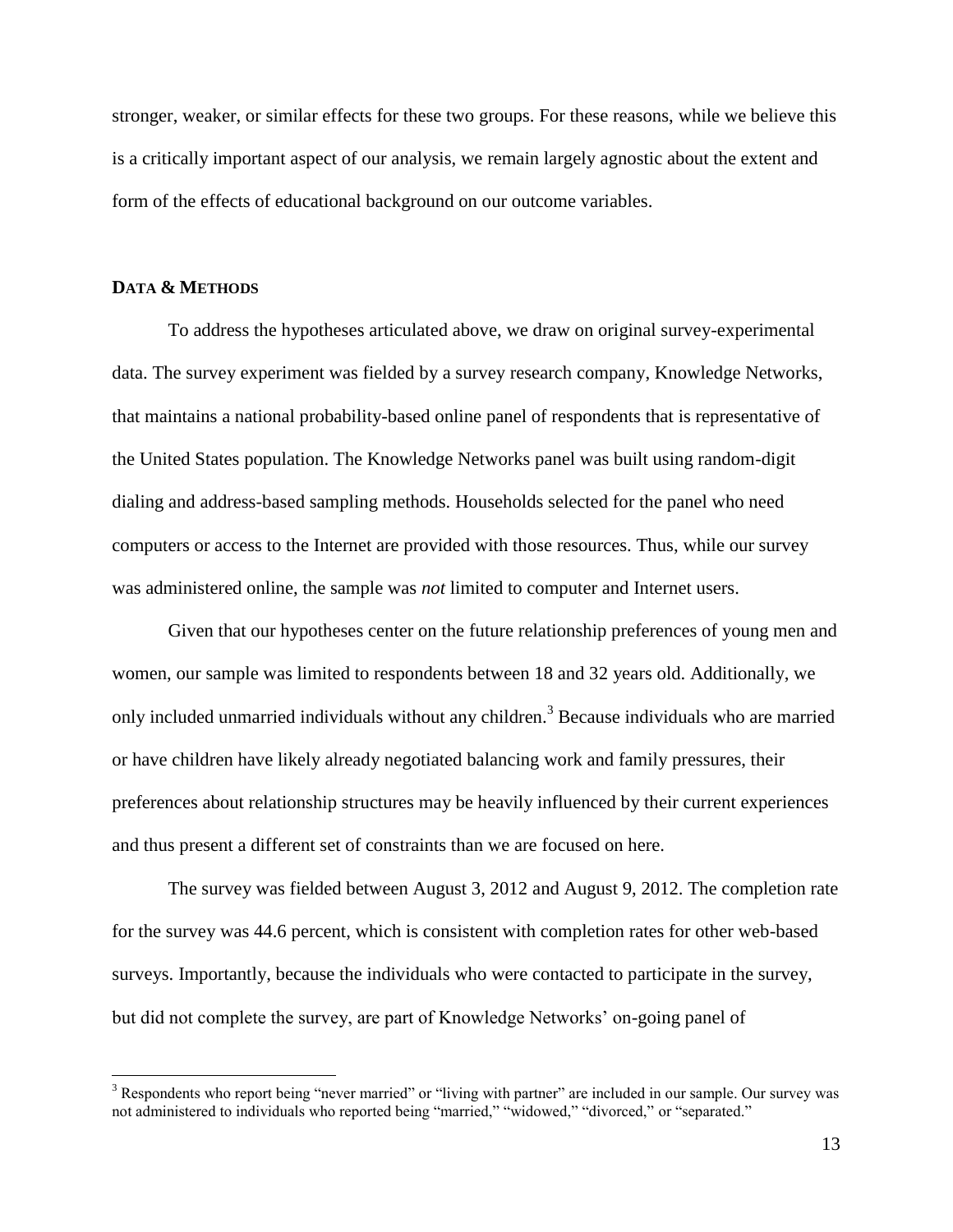stronger, weaker, or similar effects for these two groups. For these reasons, while we believe this is a critically important aspect of our analysis, we remain largely agnostic about the extent and form of the effects of educational background on our outcome variables.

## DATA & METHODS

To address the hypotheses articulated above, we draw on original survey-experimental data. The survey experiment was fielded by a survey research company, Knowledge Networks, that maintains a national probability-based online panel of respondents that is representative of the United States population. The Knowledge Networks panel was built using random-digit dialing and address-based sampling methods. Households selected for the panel who need computers or access to the Internet are provided with those resources. Thus, while our survey was administered online, the sample was *not* limited to computer and Internet users.

Given that our hypotheses center on the future relationship preferences of young men and women, our sample was limited to respondents between 18 and 32 years old. Additionally, we only included unmarried individuals without any children.[3] Because individuals who are married or have children have likely already negotiated balancing work and family pressures, their preferences about relationship structures may be heavily influenced by their current experiences and thus present a different set of constraints than we are focused on here.

The survey was fielded between August 3, 2012 and August 9, 2012. The completion rate for the survey was 44.6 percent, which is consistent with completion rates for other web-based surveys. Importantly, because the individuals who were contacted to participate in the survey, but did not complete the survey, are part of Knowledge Networks' on-going panel of

[3] Respondents who report being "never married" or "living with partner" are included in our sample. Our survey was not administered to individuals who reported being "married," "widowed," "divorced," or "separated."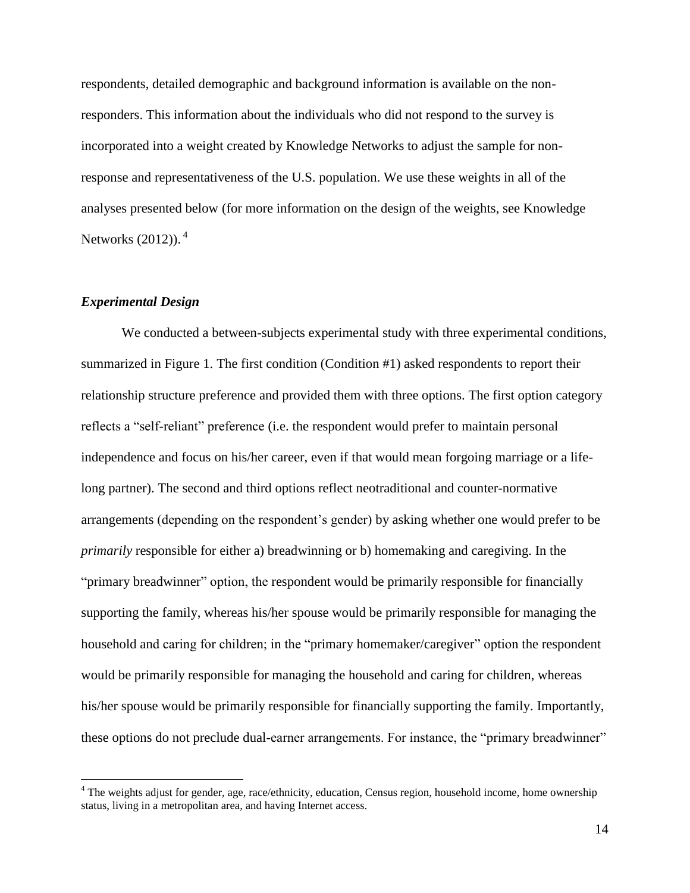respondents, detailed demographic and background information is available on the non-responders. This information about the individuals who did not respond to the survey is incorporated into a weight created by Knowledge Networks to adjust the sample for non-response and representativeness of the U.S. population. We use these weights in all of the analyses presented below (for more information on the design of the weights, see Knowledge Networks (2012)).[4]

### *Experimental Design*

We conducted a between-subjects experimental study with three experimental conditions, summarized in Figure 1. The first condition (Condition #1) asked respondents to report their relationship structure preference and provided them with three options. The first option category reflects a "self-reliant" preference (i.e. the respondent would prefer to maintain personal independence and focus on his/her career, even if that would mean forgoing marriage or a life-long partner). The second and third options reflect neotraditional and counter-normative arrangements (depending on the respondent's gender) by asking whether one would prefer to be *primarily* responsible for either a) breadwinning or b) homemaking and caregiving. In the "primary breadwinner" option, the respondent would be primarily responsible for financially supporting the family, whereas his/her spouse would be primarily responsible for managing the household and caring for children; in the "primary homemaker/caregiver" option the respondent would be primarily responsible for managing the household and caring for children, whereas his/her spouse would be primarily responsible for financially supporting the family. Importantly, these options do not preclude dual-earner arrangements. For instance, the "primary breadwinner"

[4] The weights adjust for gender, age, race/ethnicity, education, Census region, household income, home ownership status, living in a metropolitan area, and having Internet access.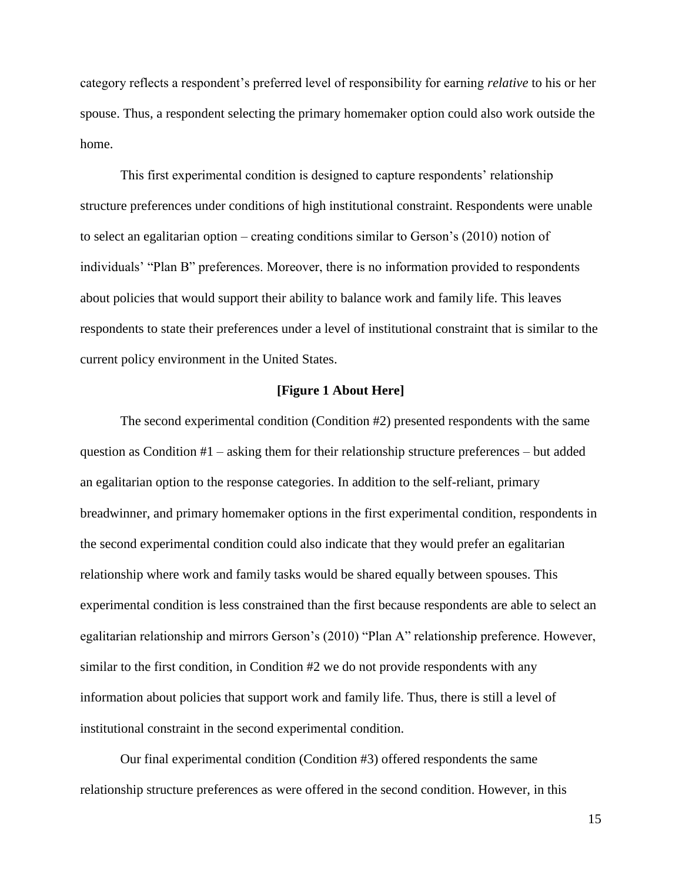category reflects a respondent's preferred level of responsibility for earning *relative* to his or her spouse. Thus, a respondent selecting the primary homemaker option could also work outside the home.

This first experimental condition is designed to capture respondents' relationship structure preferences under conditions of high institutional constraint. Respondents were unable to select an egalitarian option – creating conditions similar to Gerson's (2010) notion of individuals' "Plan B" preferences. Moreover, there is no information provided to respondents about policies that would support their ability to balance work and family life. This leaves respondents to state their preferences under a level of institutional constraint that is similar to the current policy environment in the United States.

**[Figure 1 About Here]**

The second experimental condition (Condition #2) presented respondents with the same question as Condition #1 – asking them for their relationship structure preferences – but added an egalitarian option to the response categories. In addition to the self-reliant, primary breadwinner, and primary homemaker options in the first experimental condition, respondents in the second experimental condition could also indicate that they would prefer an egalitarian relationship where work and family tasks would be shared equally between spouses. This experimental condition is less constrained than the first because respondents are able to select an egalitarian relationship and mirrors Gerson's (2010) "Plan A" relationship preference. However, similar to the first condition, in Condition #2 we do not provide respondents with any information about policies that support work and family life. Thus, there is still a level of institutional constraint in the second experimental condition.

Our final experimental condition (Condition #3) offered respondents the same relationship structure preferences as were offered in the second condition. However, in this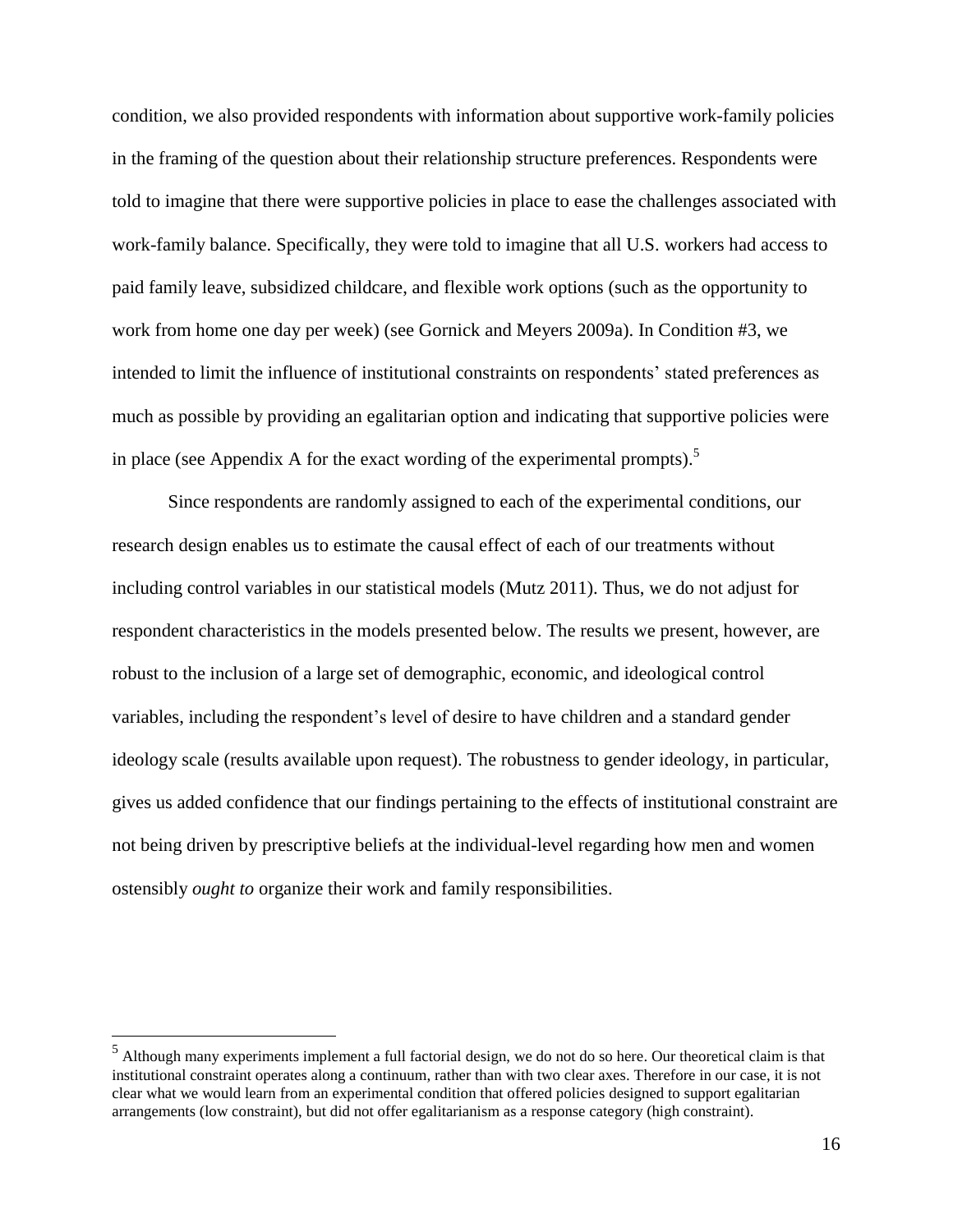condition, we also provided respondents with information about supportive work-family policies in the framing of the question about their relationship structure preferences. Respondents were told to imagine that there were supportive policies in place to ease the challenges associated with work-family balance. Specifically, they were told to imagine that all U.S. workers had access to paid family leave, subsidized childcare, and flexible work options (such as the opportunity to work from home one day per week) (see Gornick and Meyers 2009a). In Condition #3, we intended to limit the influence of institutional constraints on respondents' stated preferences as much as possible by providing an egalitarian option and indicating that supportive policies were in place (see Appendix A for the exact wording of the experimental prompts).[5]

Since respondents are randomly assigned to each of the experimental conditions, our research design enables us to estimate the causal effect of each of our treatments without including control variables in our statistical models (Mutz 2011). Thus, we do not adjust for respondent characteristics in the models presented below. The results we present, however, are robust to the inclusion of a large set of demographic, economic, and ideological control variables, including the respondent's level of desire to have children and a standard gender ideology scale (results available upon request). The robustness to gender ideology, in particular, gives us added confidence that our findings pertaining to the effects of institutional constraint are not being driven by prescriptive beliefs at the individual-level regarding how men and women ostensibly *ought to* organize their work and family responsibilities.

---

[5] Although many experiments implement a full factorial design, we do not do so here. Our theoretical claim is that institutional constraint operates along a continuum, rather than with two clear axes. Therefore in our case, it is not clear what we would learn from an experimental condition that offered policies designed to support egalitarian arrangements (low constraint), but did not offer egalitarianism as a response category (high constraint).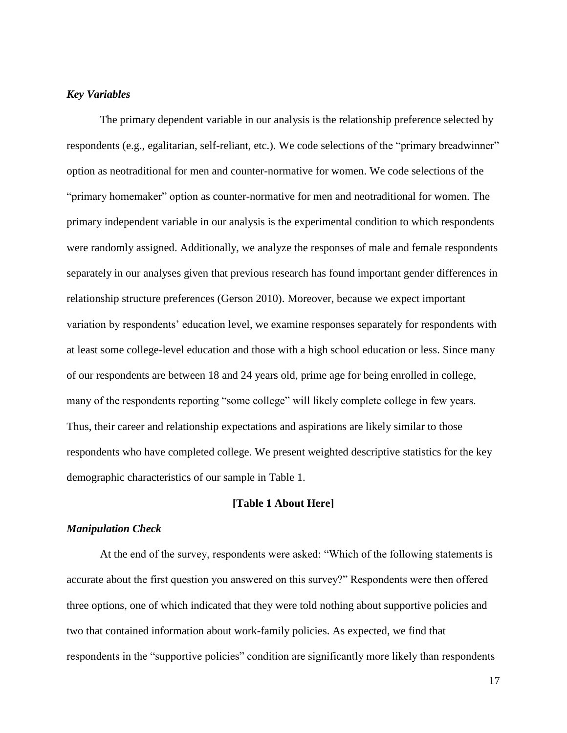### *Key Variables*

The primary dependent variable in our analysis is the relationship preference selected by respondents (e.g., egalitarian, self-reliant, etc.). We code selections of the "primary breadwinner" option as neotraditional for men and counter-normative for women. We code selections of the "primary homemaker" option as counter-normative for men and neotraditional for women. The primary independent variable in our analysis is the experimental condition to which respondents were randomly assigned. Additionally, we analyze the responses of male and female respondents separately in our analyses given that previous research has found important gender differences in relationship structure preferences (Gerson 2010). Moreover, because we expect important variation by respondents' education level, we examine responses separately for respondents with at least some college-level education and those with a high school education or less. Since many of our respondents are between 18 and 24 years old, prime age for being enrolled in college, many of the respondents reporting "some college" will likely complete college in few years. Thus, their career and relationship expectations and aspirations are likely similar to those respondents who have completed college. We present weighted descriptive statistics for the key demographic characteristics of our sample in Table 1.

**[Table 1 About Here]**

### *Manipulation Check*

At the end of the survey, respondents were asked: "Which of the following statements is accurate about the first question you answered on this survey?" Respondents were then offered three options, one of which indicated that they were told nothing about supportive policies and two that contained information about work-family policies. As expected, we find that respondents in the "supportive policies" condition are significantly more likely than respondents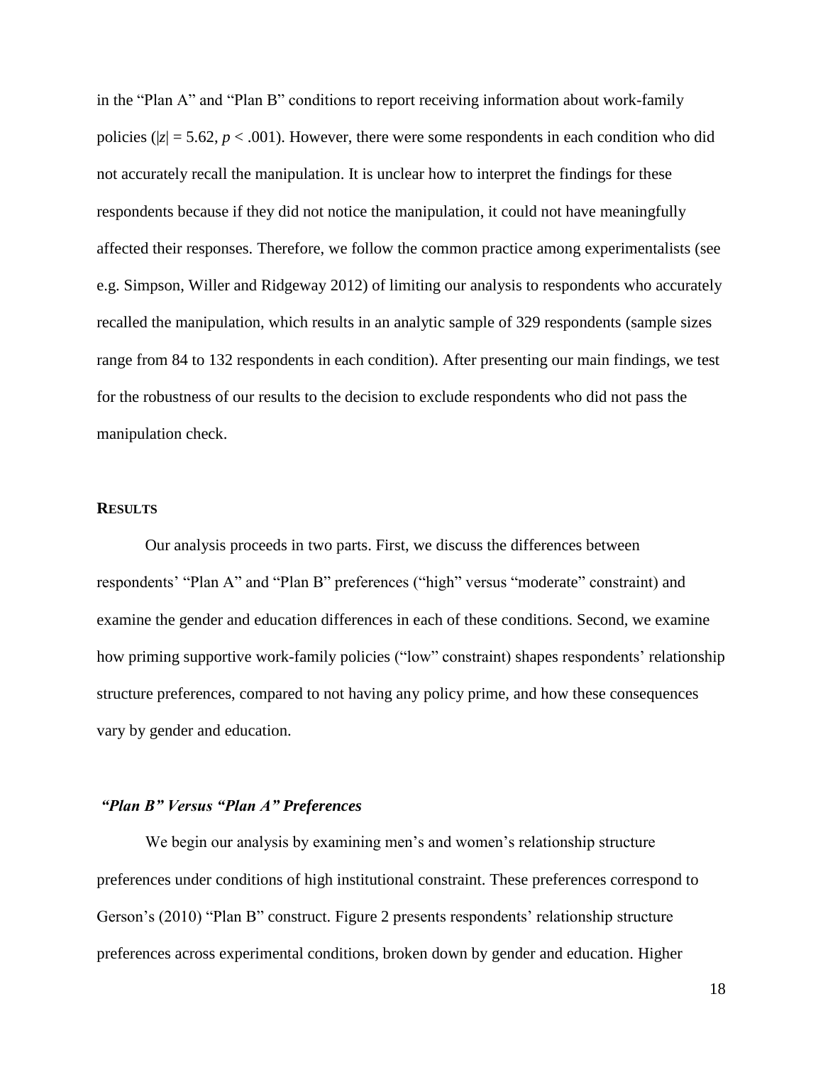in the "Plan A" and "Plan B" conditions to report receiving information about work-family policies ($|z| = 5.62$, $p < .001$). However, there were some respondents in each condition who did not accurately recall the manipulation. It is unclear how to interpret the findings for these respondents because if they did not notice the manipulation, it could not have meaningfully affected their responses. Therefore, we follow the common practice among experimentalists (see e.g. Simpson, Willer and Ridgeway 2012) of limiting our analysis to respondents who accurately recalled the manipulation, which results in an analytic sample of 329 respondents (sample sizes range from 84 to 132 respondents in each condition). After presenting our main findings, we test for the robustness of our results to the decision to exclude respondents who did not pass the manipulation check.

## RESULTS

Our analysis proceeds in two parts. First, we discuss the differences between respondents' "Plan A" and "Plan B" preferences ("high" versus "moderate" constraint) and examine the gender and education differences in each of these conditions. Second, we examine how priming supportive work-family policies ("low" constraint) shapes respondents' relationship structure preferences, compared to not having any policy prime, and how these consequences vary by gender and education.

### *"Plan B" Versus "Plan A" Preferences*

We begin our analysis by examining men's and women's relationship structure preferences under conditions of high institutional constraint. These preferences correspond to Gerson's (2010) "Plan B" construct. Figure 2 presents respondents' relationship structure preferences across experimental conditions, broken down by gender and education. Higher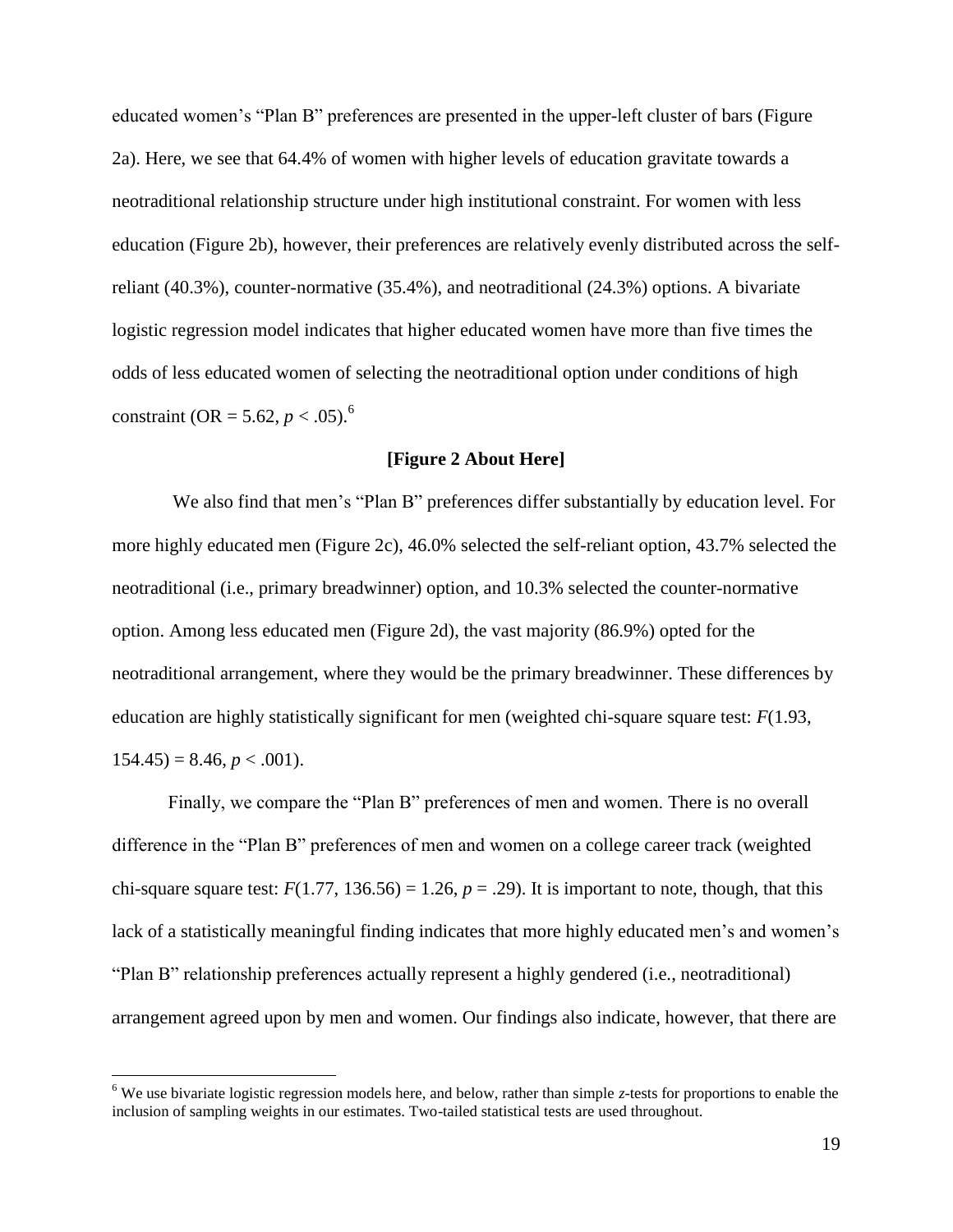educated women's "Plan B" preferences are presented in the upper-left cluster of bars (Figure 2a). Here, we see that 64.4% of women with higher levels of education gravitate towards a neotraditional relationship structure under high institutional constraint. For women with less education (Figure 2b), however, their preferences are relatively evenly distributed across the self-reliant (40.3%), counter-normative (35.4%), and neotraditional (24.3%) options. A bivariate logistic regression model indicates that higher educated women have more than five times the odds of less educated women of selecting the neotraditional option under conditions of high constraint (OR = 5.62, $p < .05$).[6]

**[Figure 2 About Here]**

We also find that men's "Plan B" preferences differ substantially by education level. For more highly educated men (Figure 2c), 46.0% selected the self-reliant option, 43.7% selected the neotraditional (i.e., primary breadwinner) option, and 10.3% selected the counter-normative option. Among less educated men (Figure 2d), the vast majority (86.9%) opted for the neotraditional arrangement, where they would be the primary breadwinner. These differences by education are highly statistically significant for men (weighted chi-square square test: $F(1.93, 154.45) = 8.46$, $p < .001$).

Finally, we compare the "Plan B" preferences of men and women. There is no overall difference in the "Plan B" preferences of men and women on a college career track (weighted chi-square square test: $F(1.77, 136.56) = 1.26$, $p = .29$). It is important to note, though, that this lack of a statistically meaningful finding indicates that more highly educated men's and women's "Plan B" relationship preferences actually represent a highly gendered (i.e., neotraditional) arrangement agreed upon by men and women. Our findings also indicate, however, that there are

[6] We use bivariate logistic regression models here, and below, rather than simple *z*-tests for proportions to enable the inclusion of sampling weights in our estimates. Two-tailed statistical tests are used throughout.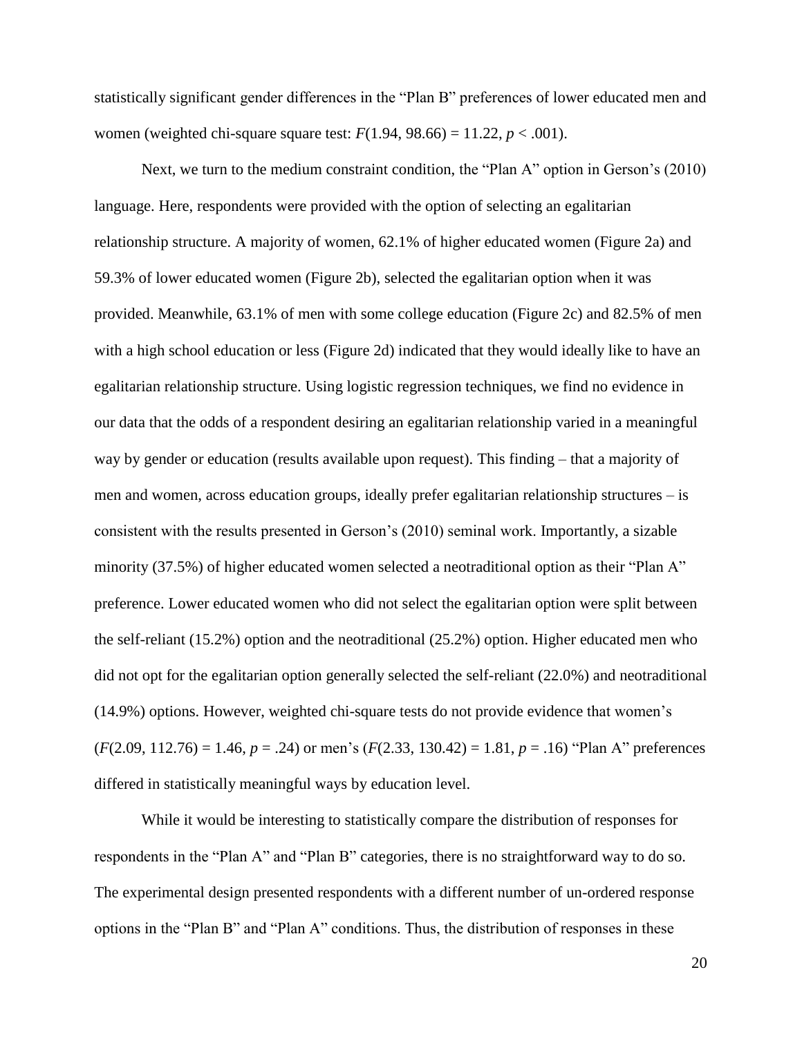statistically significant gender differences in the "Plan B" preferences of lower educated men and women (weighted chi-square square test: $F(1.94, 98.66) = 11.22$, $p < .001$).

Next, we turn to the medium constraint condition, the "Plan A" option in Gerson's (2010) language. Here, respondents were provided with the option of selecting an egalitarian relationship structure. A majority of women, 62.1% of higher educated women (Figure 2a) and 59.3% of lower educated women (Figure 2b), selected the egalitarian option when it was provided. Meanwhile, 63.1% of men with some college education (Figure 2c) and 82.5% of men with a high school education or less (Figure 2d) indicated that they would ideally like to have an egalitarian relationship structure. Using logistic regression techniques, we find no evidence in our data that the odds of a respondent desiring an egalitarian relationship varied in a meaningful way by gender or education (results available upon request). This finding – that a majority of men and women, across education groups, ideally prefer egalitarian relationship structures – is consistent with the results presented in Gerson's (2010) seminal work. Importantly, a sizable minority (37.5%) of higher educated women selected a neotraditional option as their "Plan A" preference. Lower educated women who did not select the egalitarian option were split between the self-reliant (15.2%) option and the neotraditional (25.2%) option. Higher educated men who did not opt for the egalitarian option generally selected the self-reliant (22.0%) and neotraditional (14.9%) options. However, weighted chi-square tests do not provide evidence that women's ($F(2.09, 112.76) = 1.46$, $p = .24$) or men's ($F(2.33, 130.42) = 1.81$, $p = .16$) "Plan A" preferences differed in statistically meaningful ways by education level.

While it would be interesting to statistically compare the distribution of responses for respondents in the "Plan A" and "Plan B" categories, there is no straightforward way to do so. The experimental design presented respondents with a different number of un-ordered response options in the "Plan B" and "Plan A" conditions. Thus, the distribution of responses in these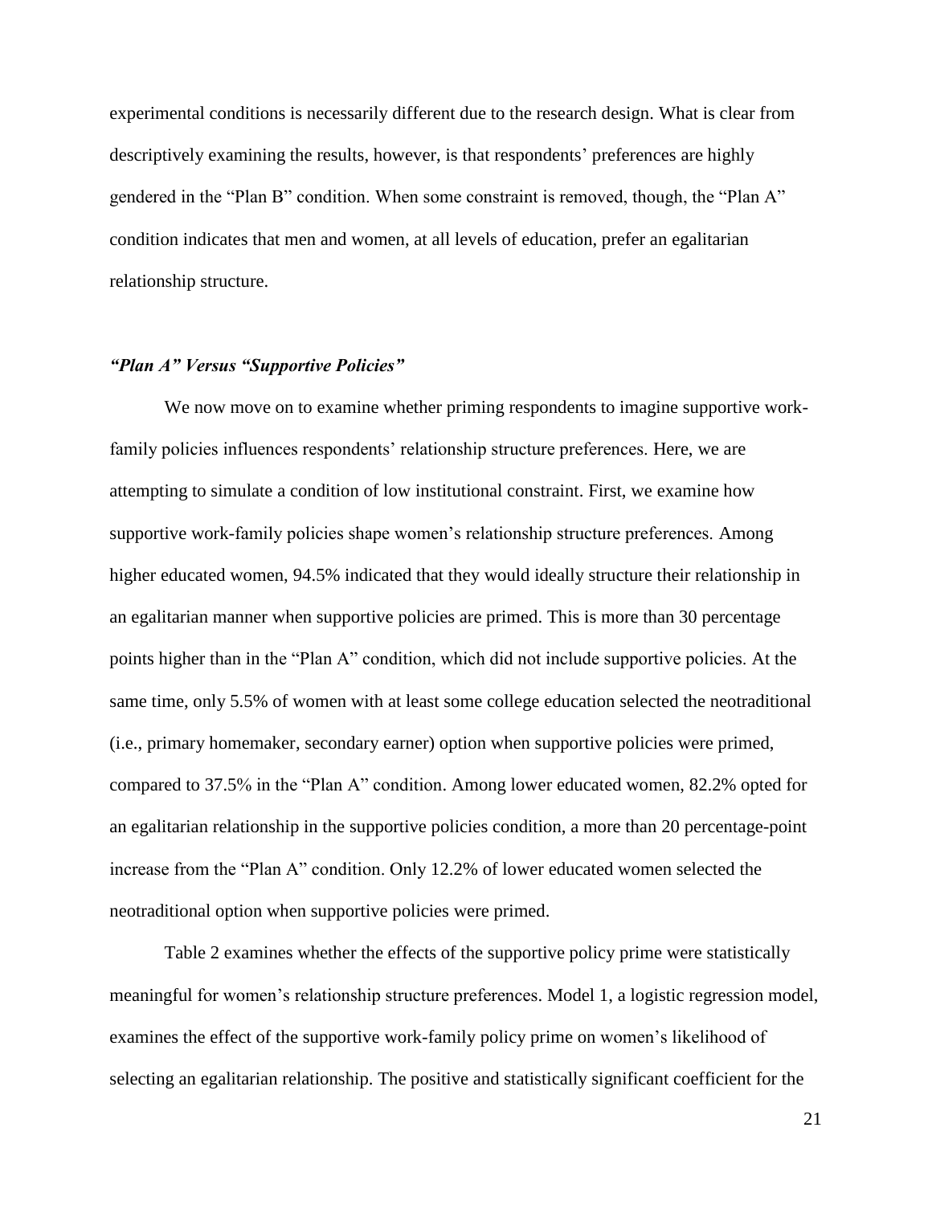experimental conditions is necessarily different due to the research design. What is clear from descriptively examining the results, however, is that respondents' preferences are highly gendered in the "Plan B" condition. When some constraint is removed, though, the "Plan A" condition indicates that men and women, at all levels of education, prefer an egalitarian relationship structure.

### *"Plan A" Versus "Supportive Policies"*

We now move on to examine whether priming respondents to imagine supportive work-family policies influences respondents' relationship structure preferences. Here, we are attempting to simulate a condition of low institutional constraint. First, we examine how supportive work-family policies shape women's relationship structure preferences. Among higher educated women, 94.5% indicated that they would ideally structure their relationship in an egalitarian manner when supportive policies are primed. This is more than 30 percentage points higher than in the "Plan A" condition, which did not include supportive policies. At the same time, only 5.5% of women with at least some college education selected the neotraditional (i.e., primary homemaker, secondary earner) option when supportive policies were primed, compared to 37.5% in the "Plan A" condition. Among lower educated women, 82.2% opted for an egalitarian relationship in the supportive policies condition, a more than 20 percentage-point increase from the "Plan A" condition. Only 12.2% of lower educated women selected the neotraditional option when supportive policies were primed.

Table 2 examines whether the effects of the supportive policy prime were statistically meaningful for women's relationship structure preferences. Model 1, a logistic regression model, examines the effect of the supportive work-family policy prime on women's likelihood of selecting an egalitarian relationship. The positive and statistically significant coefficient for the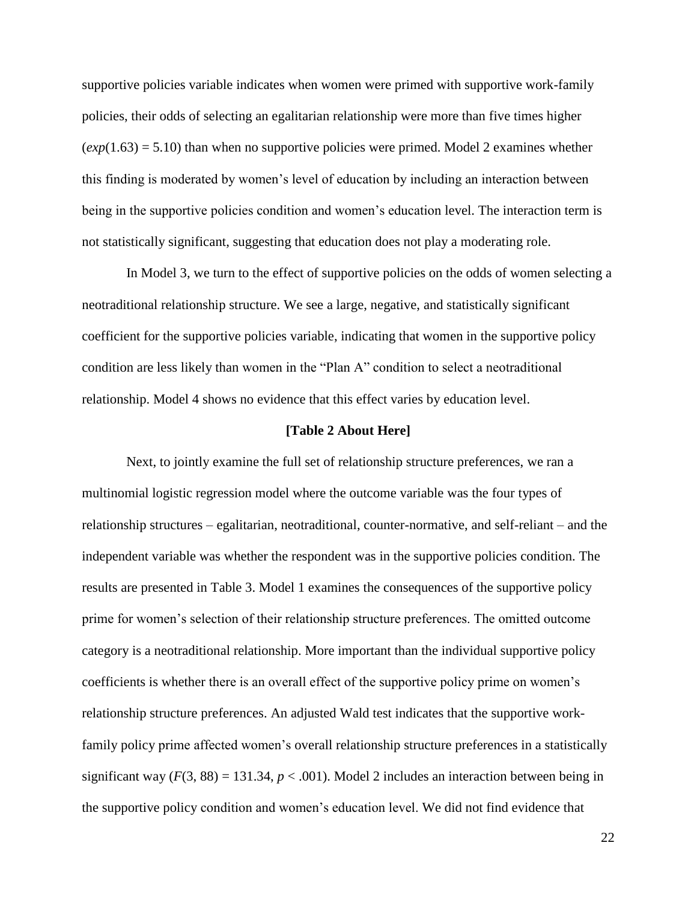supportive policies variable indicates when women were primed with supportive work-family policies, their odds of selecting an egalitarian relationship were more than five times higher ($exp(1.63) = 5.10$) than when no supportive policies were primed. Model 2 examines whether this finding is moderated by women's level of education by including an interaction between being in the supportive policies condition and women's education level. The interaction term is not statistically significant, suggesting that education does not play a moderating role.

In Model 3, we turn to the effect of supportive policies on the odds of women selecting a neotraditional relationship structure. We see a large, negative, and statistically significant coefficient for the supportive policies variable, indicating that women in the supportive policy condition are less likely than women in the "Plan A" condition to select a neotraditional relationship. Model 4 shows no evidence that this effect varies by education level.

**[Table 2 About Here]**

Next, to jointly examine the full set of relationship structure preferences, we ran a multinomial logistic regression model where the outcome variable was the four types of relationship structures – egalitarian, neotraditional, counter-normative, and self-reliant – and the independent variable was whether the respondent was in the supportive policies condition. The results are presented in Table 3. Model 1 examines the consequences of the supportive policy prime for women's selection of their relationship structure preferences. The omitted outcome category is a neotraditional relationship. More important than the individual supportive policy coefficients is whether there is an overall effect of the supportive policy prime on women's relationship structure preferences. An adjusted Wald test indicates that the supportive work-family policy prime affected women's overall relationship structure preferences in a statistically significant way ($F(3, 88) = 131.34$, $p < .001$). Model 2 includes an interaction between being in the supportive policy condition and women's education level. We did not find evidence that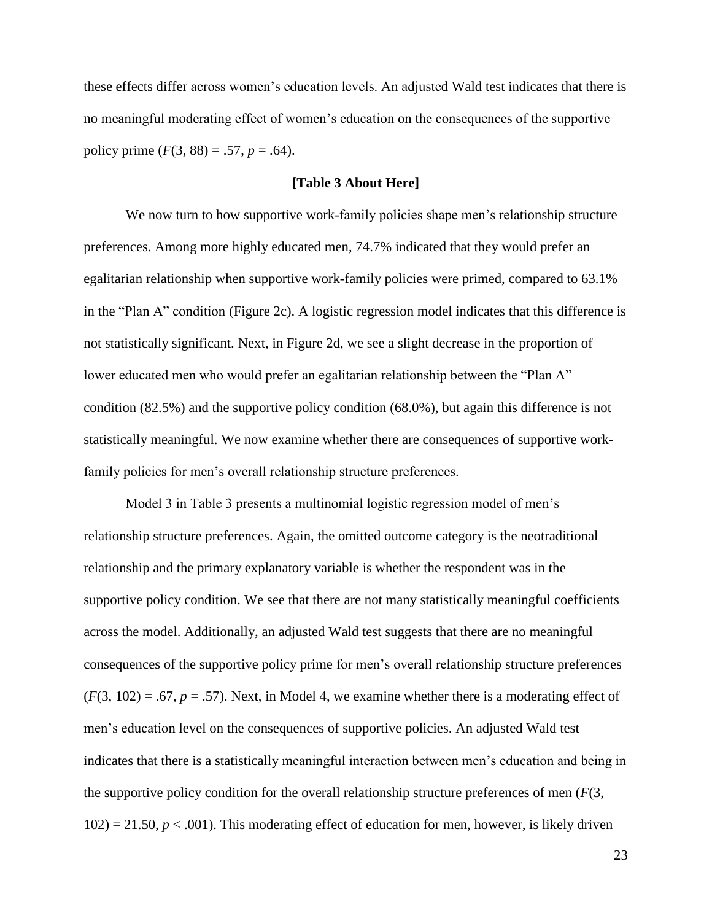these effects differ across women's education levels. An adjusted Wald test indicates that there is no meaningful moderating effect of women's education on the consequences of the supportive policy prime ($F(3, 88) = .57$, $p = .64$).

**[Table 3 About Here]**

We now turn to how supportive work-family policies shape men's relationship structure preferences. Among more highly educated men, 74.7% indicated that they would prefer an egalitarian relationship when supportive work-family policies were primed, compared to 63.1% in the "Plan A" condition (Figure 2c). A logistic regression model indicates that this difference is not statistically significant. Next, in Figure 2d, we see a slight decrease in the proportion of lower educated men who would prefer an egalitarian relationship between the "Plan A" condition (82.5%) and the supportive policy condition (68.0%), but again this difference is not statistically meaningful. We now examine whether there are consequences of supportive work-family policies for men's overall relationship structure preferences.

Model 3 in Table 3 presents a multinomial logistic regression model of men's relationship structure preferences. Again, the omitted outcome category is the neotraditional relationship and the primary explanatory variable is whether the respondent was in the supportive policy condition. We see that there are not many statistically meaningful coefficients across the model. Additionally, an adjusted Wald test suggests that there are no meaningful consequences of the supportive policy prime for men's overall relationship structure preferences ($F(3, 102) = .67$, $p = .57$). Next, in Model 4, we examine whether there is a moderating effect of men's education level on the consequences of supportive policies. An adjusted Wald test indicates that there is a statistically meaningful interaction between men's education and being in the supportive policy condition for the overall relationship structure preferences of men ($F(3, 102) = 21.50$, $p < .001$). This moderating effect of education for men, however, is likely driven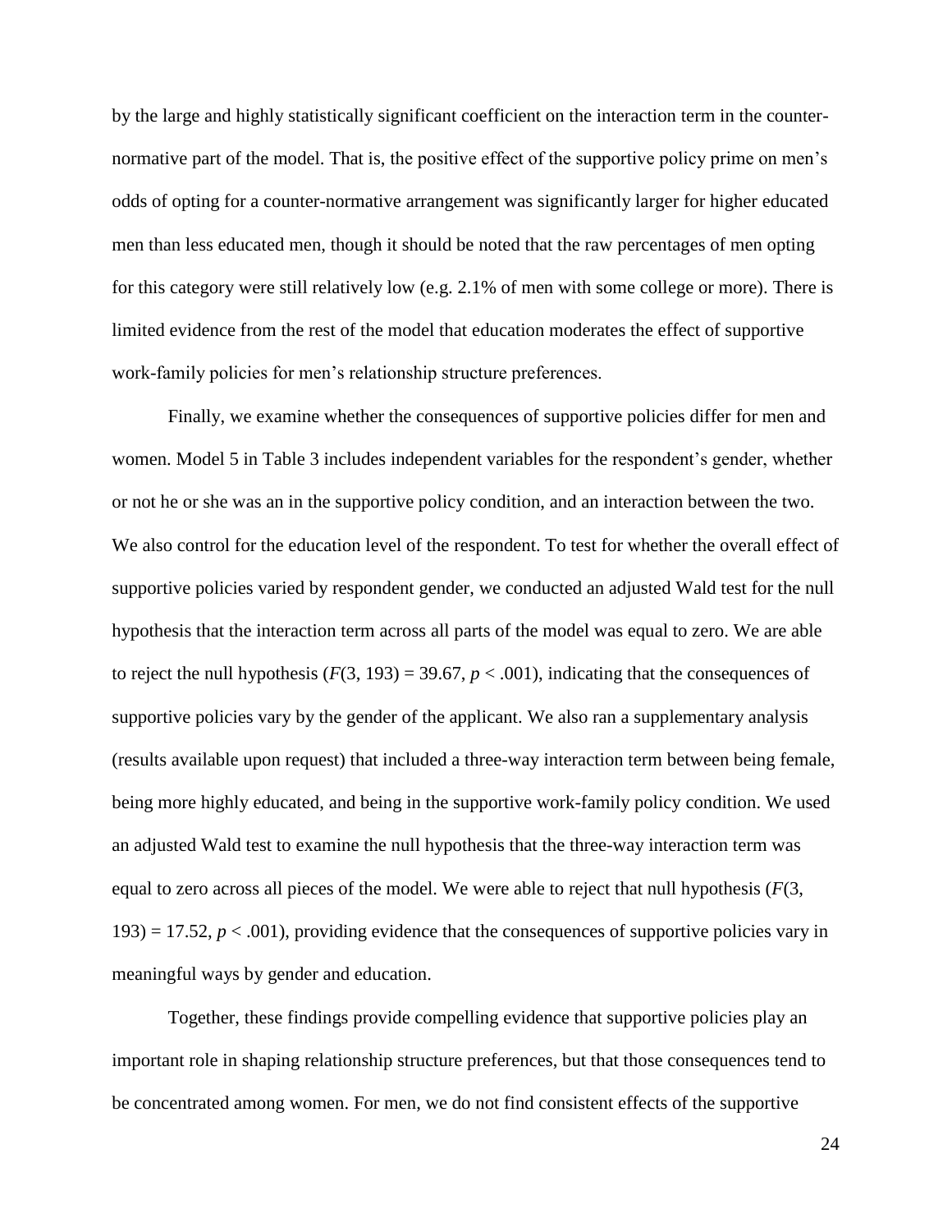by the large and highly statistically significant coefficient on the interaction term in the counter-normative part of the model. That is, the positive effect of the supportive policy prime on men's odds of opting for a counter-normative arrangement was significantly larger for higher educated men than less educated men, though it should be noted that the raw percentages of men opting for this category were still relatively low (e.g. 2.1% of men with some college or more). There is limited evidence from the rest of the model that education moderates the effect of supportive work-family policies for men's relationship structure preferences.

Finally, we examine whether the consequences of supportive policies differ for men and women. Model 5 in Table 3 includes independent variables for the respondent's gender, whether or not he or she was an in the supportive policy condition, and an interaction between the two. We also control for the education level of the respondent. To test for whether the overall effect of supportive policies varied by respondent gender, we conducted an adjusted Wald test for the null hypothesis that the interaction term across all parts of the model was equal to zero. We are able to reject the null hypothesis ($F(3, 193) = 39.67$, $p < .001$), indicating that the consequences of supportive policies vary by the gender of the applicant. We also ran a supplementary analysis (results available upon request) that included a three-way interaction term between being female, being more highly educated, and being in the supportive work-family policy condition. We used an adjusted Wald test to examine the null hypothesis that the three-way interaction term was equal to zero across all pieces of the model. We were able to reject that null hypothesis ($F(3, 193) = 17.52$, $p < .001$), providing evidence that the consequences of supportive policies vary in meaningful ways by gender and education.

Together, these findings provide compelling evidence that supportive policies play an important role in shaping relationship structure preferences, but that those consequences tend to be concentrated among women. For men, we do not find consistent effects of the supportive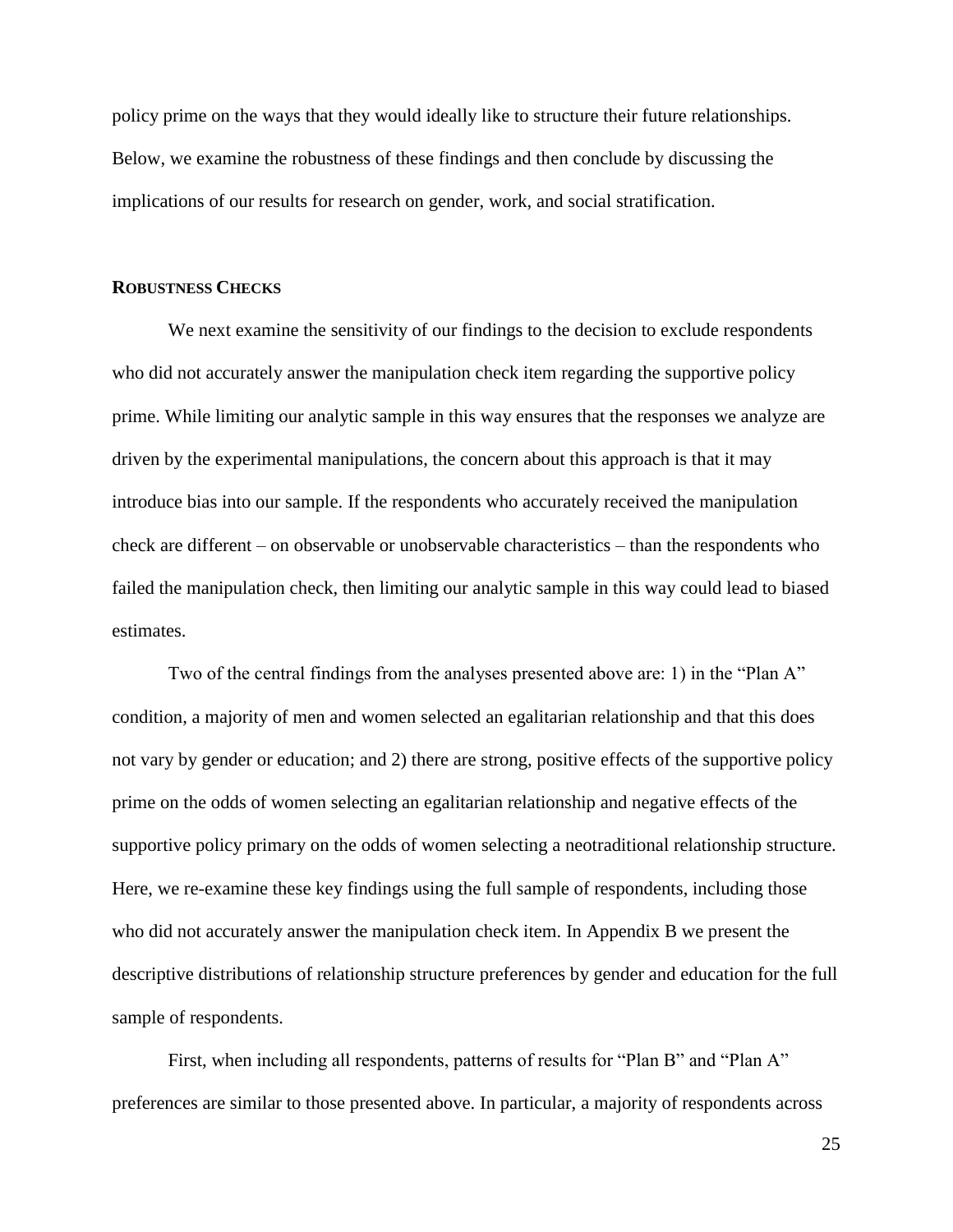policy prime on the ways that they would ideally like to structure their future relationships. Below, we examine the robustness of these findings and then conclude by discussing the implications of our results for research on gender, work, and social stratification.

## ROBUSTNESS CHECKS

We next examine the sensitivity of our findings to the decision to exclude respondents who did not accurately answer the manipulation check item regarding the supportive policy prime. While limiting our analytic sample in this way ensures that the responses we analyze are driven by the experimental manipulations, the concern about this approach is that it may introduce bias into our sample. If the respondents who accurately received the manipulation check are different – on observable or unobservable characteristics – than the respondents who failed the manipulation check, then limiting our analytic sample in this way could lead to biased estimates.

Two of the central findings from the analyses presented above are: 1) in the "Plan A" condition, a majority of men and women selected an egalitarian relationship and that this does not vary by gender or education; and 2) there are strong, positive effects of the supportive policy prime on the odds of women selecting an egalitarian relationship and negative effects of the supportive policy primary on the odds of women selecting a neotraditional relationship structure. Here, we re-examine these key findings using the full sample of respondents, including those who did not accurately answer the manipulation check item. In Appendix B we present the descriptive distributions of relationship structure preferences by gender and education for the full sample of respondents.

First, when including all respondents, patterns of results for "Plan B" and "Plan A" preferences are similar to those presented above. In particular, a majority of respondents across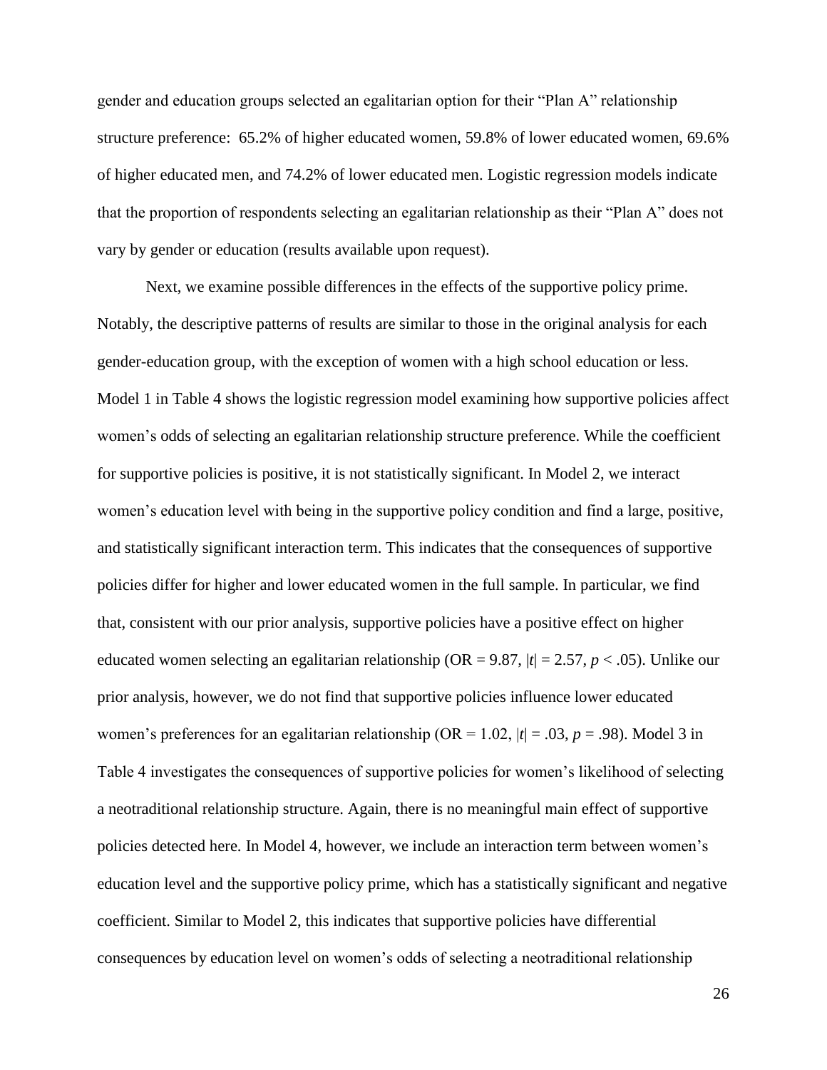gender and education groups selected an egalitarian option for their "Plan A" relationship structure preference: 65.2% of higher educated women, 59.8% of lower educated women, 69.6% of higher educated men, and 74.2% of lower educated men. Logistic regression models indicate that the proportion of respondents selecting an egalitarian relationship as their "Plan A" does not vary by gender or education (results available upon request).

Next, we examine possible differences in the effects of the supportive policy prime. Notably, the descriptive patterns of results are similar to those in the original analysis for each gender-education group, with the exception of women with a high school education or less. Model 1 in Table 4 shows the logistic regression model examining how supportive policies affect women's odds of selecting an egalitarian relationship structure preference. While the coefficient for supportive policies is positive, it is not statistically significant. In Model 2, we interact women's education level with being in the supportive policy condition and find a large, positive, and statistically significant interaction term. This indicates that the consequences of supportive policies differ for higher and lower educated women in the full sample. In particular, we find that, consistent with our prior analysis, supportive policies have a positive effect on higher educated women selecting an egalitarian relationship (OR = 9.87, $|t| = 2.57$, $p < .05$). Unlike our prior analysis, however, we do not find that supportive policies influence lower educated women's preferences for an egalitarian relationship (OR = 1.02, $|t| = .03$, $p = .98$). Model 3 in Table 4 investigates the consequences of supportive policies for women's likelihood of selecting a neotraditional relationship structure. Again, there is no meaningful main effect of supportive policies detected here. In Model 4, however, we include an interaction term between women's education level and the supportive policy prime, which has a statistically significant and negative coefficient. Similar to Model 2, this indicates that supportive policies have differential consequences by education level on women's odds of selecting a neotraditional relationship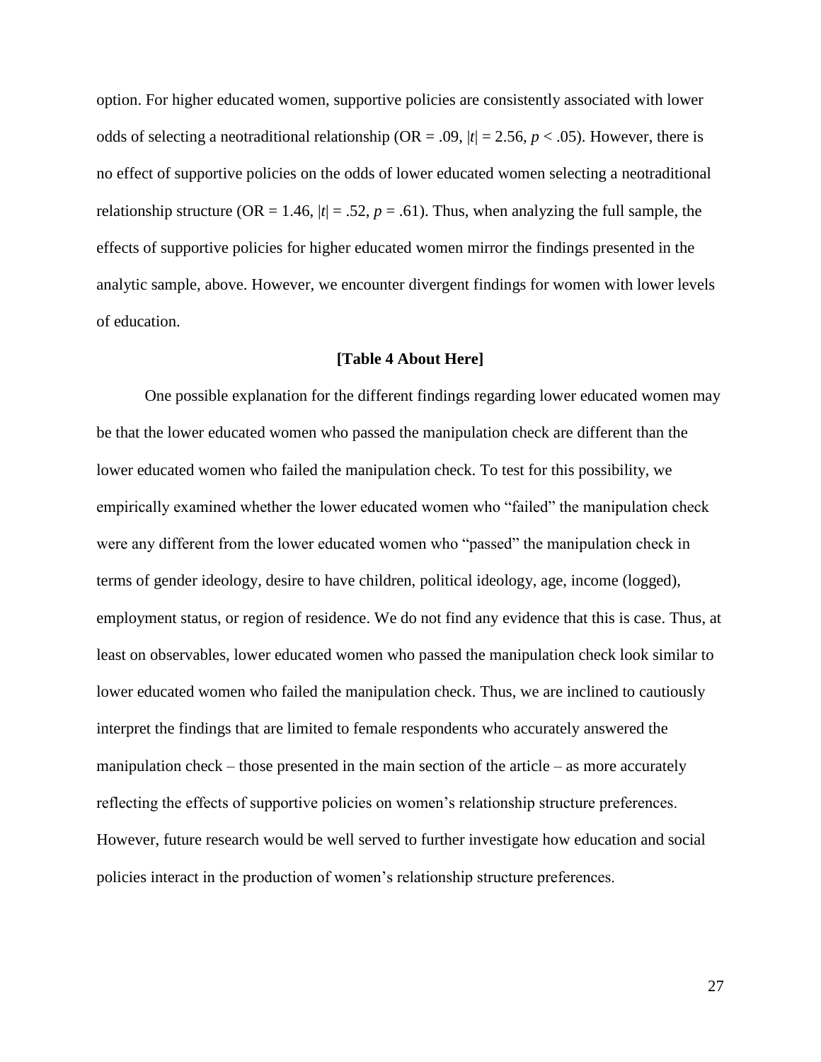option. For higher educated women, supportive policies are consistently associated with lower odds of selecting a neotraditional relationship (OR = .09, $|t| = 2.56$, $p < .05$). However, there is no effect of supportive policies on the odds of lower educated women selecting a neotraditional relationship structure (OR = 1.46, $|t| = .52$, $p = .61$). Thus, when analyzing the full sample, the effects of supportive policies for higher educated women mirror the findings presented in the analytic sample, above. However, we encounter divergent findings for women with lower levels of education.

**[Table 4 About Here]**

One possible explanation for the different findings regarding lower educated women may be that the lower educated women who passed the manipulation check are different than the lower educated women who failed the manipulation check. To test for this possibility, we empirically examined whether the lower educated women who "failed" the manipulation check were any different from the lower educated women who "passed" the manipulation check in terms of gender ideology, desire to have children, political ideology, age, income (logged), employment status, or region of residence. We do not find any evidence that this is case. Thus, at least on observables, lower educated women who passed the manipulation check look similar to lower educated women who failed the manipulation check. Thus, we are inclined to cautiously interpret the findings that are limited to female respondents who accurately answered the manipulation check – those presented in the main section of the article – as more accurately reflecting the effects of supportive policies on women's relationship structure preferences. However, future research would be well served to further investigate how education and social policies interact in the production of women's relationship structure preferences.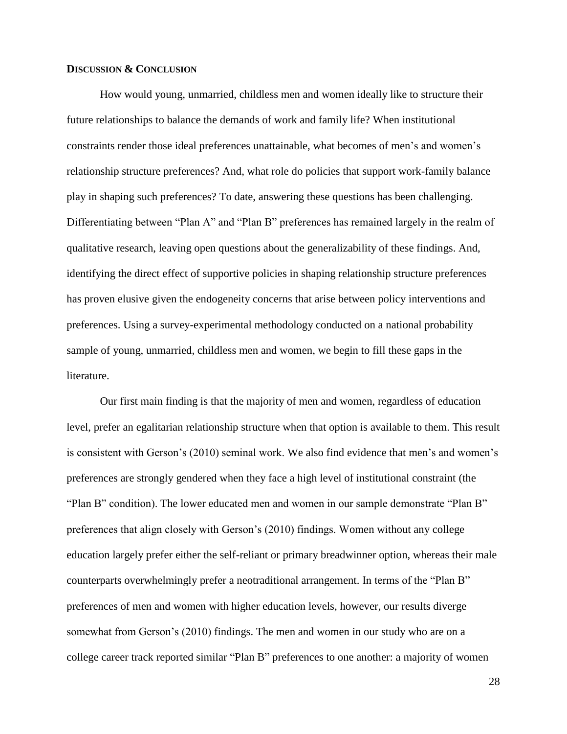## DISCUSSION & CONCLUSION

How would young, unmarried, childless men and women ideally like to structure their future relationships to balance the demands of work and family life? When institutional constraints render those ideal preferences unattainable, what becomes of men's and women's relationship structure preferences? And, what role do policies that support work-family balance play in shaping such preferences? To date, answering these questions has been challenging. Differentiating between "Plan A" and "Plan B" preferences has remained largely in the realm of qualitative research, leaving open questions about the generalizability of these findings. And, identifying the direct effect of supportive policies in shaping relationship structure preferences has proven elusive given the endogeneity concerns that arise between policy interventions and preferences. Using a survey-experimental methodology conducted on a national probability sample of young, unmarried, childless men and women, we begin to fill these gaps in the literature.

Our first main finding is that the majority of men and women, regardless of education level, prefer an egalitarian relationship structure when that option is available to them. This result is consistent with Gerson's (2010) seminal work. We also find evidence that men's and women's preferences are strongly gendered when they face a high level of institutional constraint (the "Plan B" condition). The lower educated men and women in our sample demonstrate "Plan B" preferences that align closely with Gerson's (2010) findings. Women without any college education largely prefer either the self-reliant or primary breadwinner option, whereas their male counterparts overwhelmingly prefer a neotraditional arrangement. In terms of the "Plan B" preferences of men and women with higher education levels, however, our results diverge somewhat from Gerson's (2010) findings. The men and women in our study who are on a college career track reported similar "Plan B" preferences to one another: a majority of women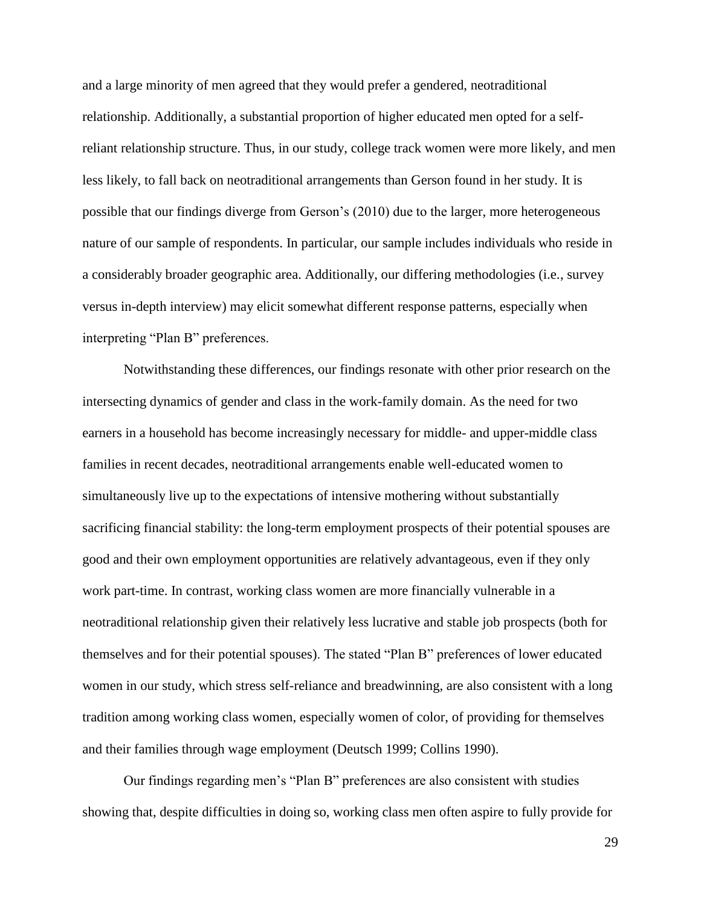and a large minority of men agreed that they would prefer a gendered, neotraditional relationship. Additionally, a substantial proportion of higher educated men opted for a self-reliant relationship structure. Thus, in our study, college track women were more likely, and men less likely, to fall back on neotraditional arrangements than Gerson found in her study. It is possible that our findings diverge from Gerson's (2010) due to the larger, more heterogeneous nature of our sample of respondents. In particular, our sample includes individuals who reside in a considerably broader geographic area. Additionally, our differing methodologies (i.e., survey versus in-depth interview) may elicit somewhat different response patterns, especially when interpreting "Plan B" preferences.

Notwithstanding these differences, our findings resonate with other prior research on the intersecting dynamics of gender and class in the work-family domain. As the need for two earners in a household has become increasingly necessary for middle- and upper-middle class families in recent decades, neotraditional arrangements enable well-educated women to simultaneously live up to the expectations of intensive mothering without substantially sacrificing financial stability: the long-term employment prospects of their potential spouses are good and their own employment opportunities are relatively advantageous, even if they only work part-time. In contrast, working class women are more financially vulnerable in a neotraditional relationship given their relatively less lucrative and stable job prospects (both for themselves and for their potential spouses). The stated "Plan B" preferences of lower educated women in our study, which stress self-reliance and breadwinning, are also consistent with a long tradition among working class women, especially women of color, of providing for themselves and their families through wage employment (Deutsch 1999; Collins 1990).

Our findings regarding men's "Plan B" preferences are also consistent with studies showing that, despite difficulties in doing so, working class men often aspire to fully provide for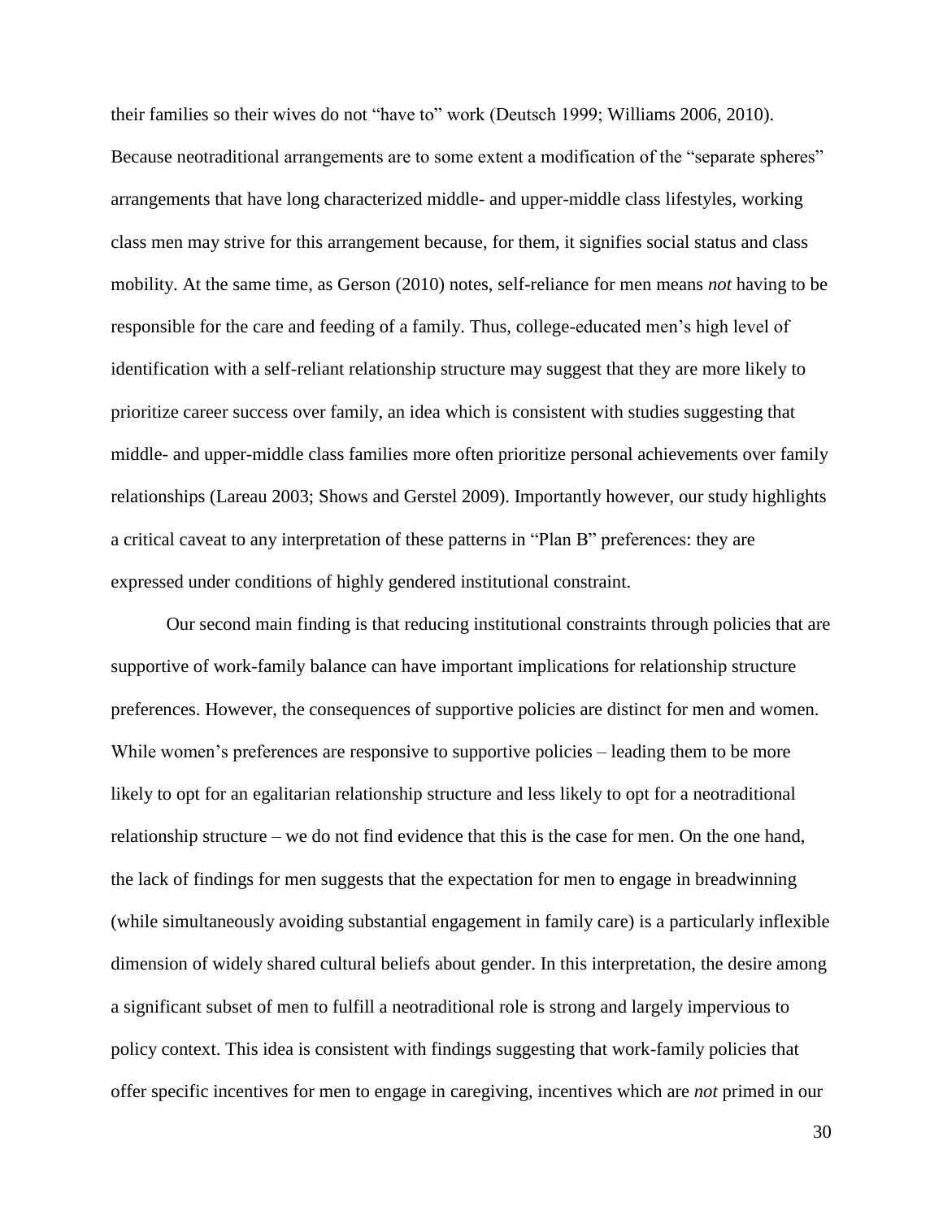their families so their wives do not "have to" work (Deutsch 1999; Williams 2006, 2010). Because neotraditional arrangements are to some extent a modification of the "separate spheres" arrangements that have long characterized middle- and upper-middle class lifestyles, working class men may strive for this arrangement because, for them, it signifies social status and class mobility. At the same time, as Gerson (2010) notes, self-reliance for men means *not* having to be responsible for the care and feeding of a family. Thus, college-educated men's high level of identification with a self-reliant relationship structure may suggest that they are more likely to prioritize career success over family, an idea which is consistent with studies suggesting that middle- and upper-middle class families more often prioritize personal achievements over family relationships (Lareau 2003; Shows and Gerstel 2009). Importantly however, our study highlights a critical caveat to any interpretation of these patterns in "Plan B" preferences: they are expressed under conditions of highly gendered institutional constraint.

Our second main finding is that reducing institutional constraints through policies that are supportive of work-family balance can have important implications for relationship structure preferences. However, the consequences of supportive policies are distinct for men and women. While women's preferences are responsive to supportive policies – leading them to be more likely to opt for an egalitarian relationship structure and less likely to opt for a neotraditional relationship structure – we do not find evidence that this is the case for men. On the one hand, the lack of findings for men suggests that the expectation for men to engage in breadwinning (while simultaneously avoiding substantial engagement in family care) is a particularly inflexible dimension of widely shared cultural beliefs about gender. In this interpretation, the desire among a significant subset of men to fulfill a neotraditional role is strong and largely impervious to policy context. This idea is consistent with findings suggesting that work-family policies that offer specific incentives for men to engage in caregiving, incentives which are *not* primed in our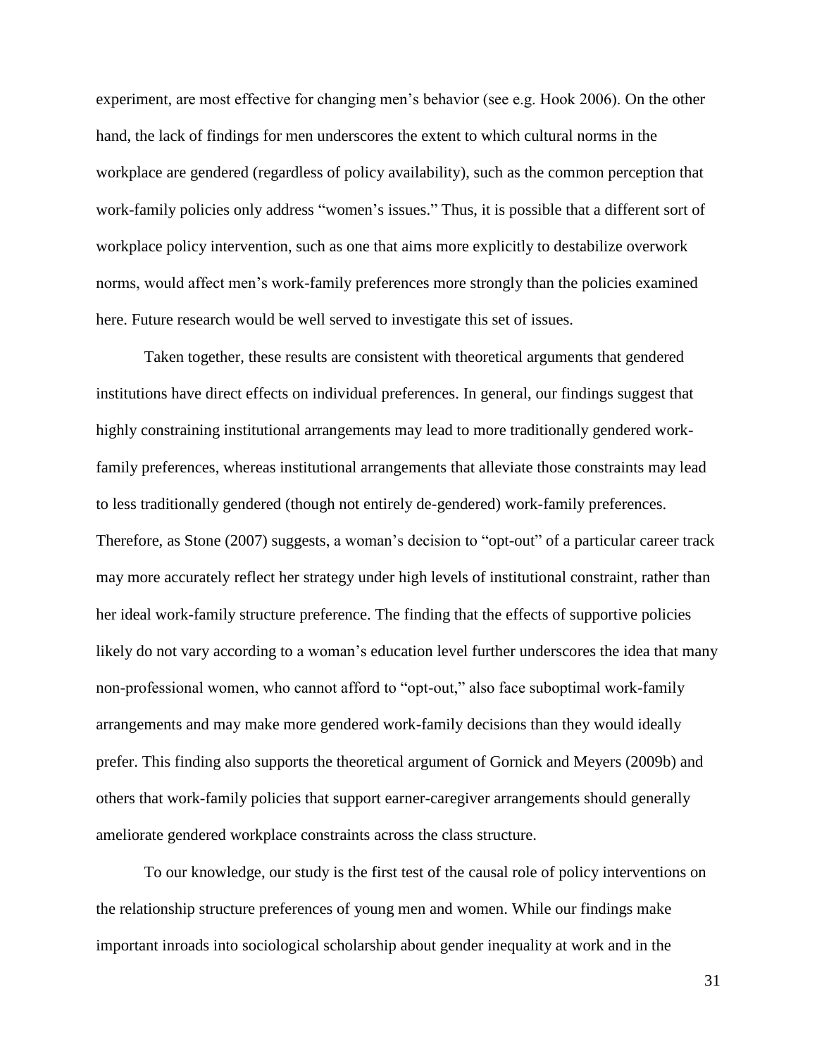experiment, are most effective for changing men's behavior (see e.g. Hook 2006). On the other hand, the lack of findings for men underscores the extent to which cultural norms in the workplace are gendered (regardless of policy availability), such as the common perception that work-family policies only address "women's issues." Thus, it is possible that a different sort of workplace policy intervention, such as one that aims more explicitly to destabilize overwork norms, would affect men's work-family preferences more strongly than the policies examined here. Future research would be well served to investigate this set of issues.

Taken together, these results are consistent with theoretical arguments that gendered institutions have direct effects on individual preferences. In general, our findings suggest that highly constraining institutional arrangements may lead to more traditionally gendered work-family preferences, whereas institutional arrangements that alleviate those constraints may lead to less traditionally gendered (though not entirely de-gendered) work-family preferences. Therefore, as Stone (2007) suggests, a woman's decision to "opt-out" of a particular career track may more accurately reflect her strategy under high levels of institutional constraint, rather than her ideal work-family structure preference. The finding that the effects of supportive policies likely do not vary according to a woman's education level further underscores the idea that many non-professional women, who cannot afford to "opt-out," also face suboptimal work-family arrangements and may make more gendered work-family decisions than they would ideally prefer. This finding also supports the theoretical argument of Gornick and Meyers (2009b) and others that work-family policies that support earner-caregiver arrangements should generally ameliorate gendered workplace constraints across the class structure.

To our knowledge, our study is the first test of the causal role of policy interventions on the relationship structure preferences of young men and women. While our findings make important inroads into sociological scholarship about gender inequality at work and in the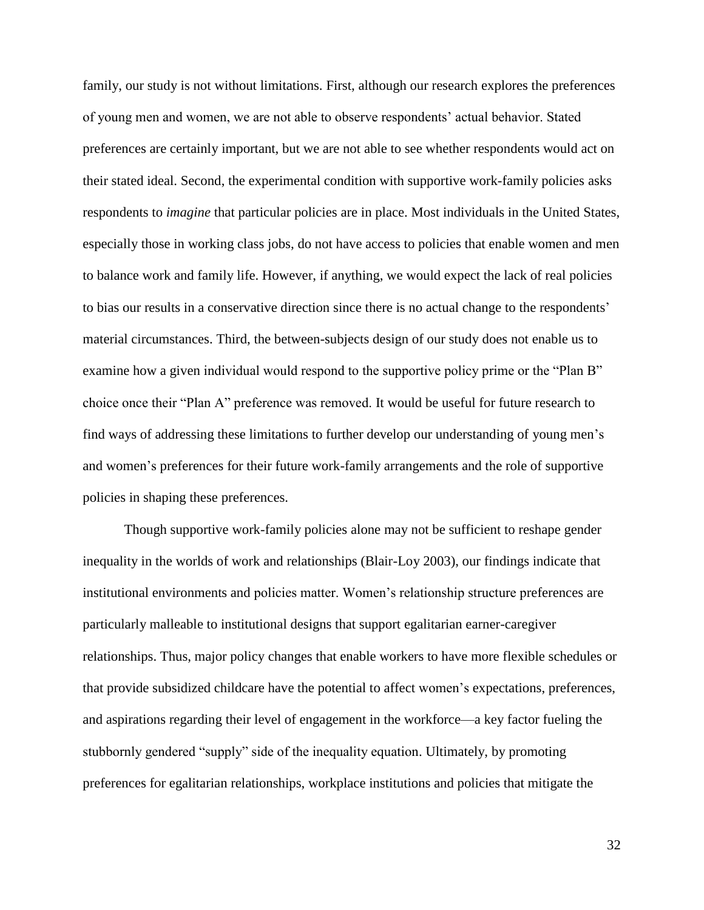family, our study is not without limitations. First, although our research explores the preferences of young men and women, we are not able to observe respondents' actual behavior. Stated preferences are certainly important, but we are not able to see whether respondents would act on their stated ideal. Second, the experimental condition with supportive work-family policies asks respondents to *imagine* that particular policies are in place. Most individuals in the United States, especially those in working class jobs, do not have access to policies that enable women and men to balance work and family life. However, if anything, we would expect the lack of real policies to bias our results in a conservative direction since there is no actual change to the respondents' material circumstances. Third, the between-subjects design of our study does not enable us to examine how a given individual would respond to the supportive policy prime or the "Plan B" choice once their "Plan A" preference was removed. It would be useful for future research to find ways of addressing these limitations to further develop our understanding of young men's and women's preferences for their future work-family arrangements and the role of supportive policies in shaping these preferences.

Though supportive work-family policies alone may not be sufficient to reshape gender inequality in the worlds of work and relationships (Blair-Loy 2003), our findings indicate that institutional environments and policies matter. Women's relationship structure preferences are particularly malleable to institutional designs that support egalitarian earner-caregiver relationships. Thus, major policy changes that enable workers to have more flexible schedules or that provide subsidized childcare have the potential to affect women's expectations, preferences, and aspirations regarding their level of engagement in the workforce—a key factor fueling the stubbornly gendered "supply" side of the inequality equation. Ultimately, by promoting preferences for egalitarian relationships, workplace institutions and policies that mitigate the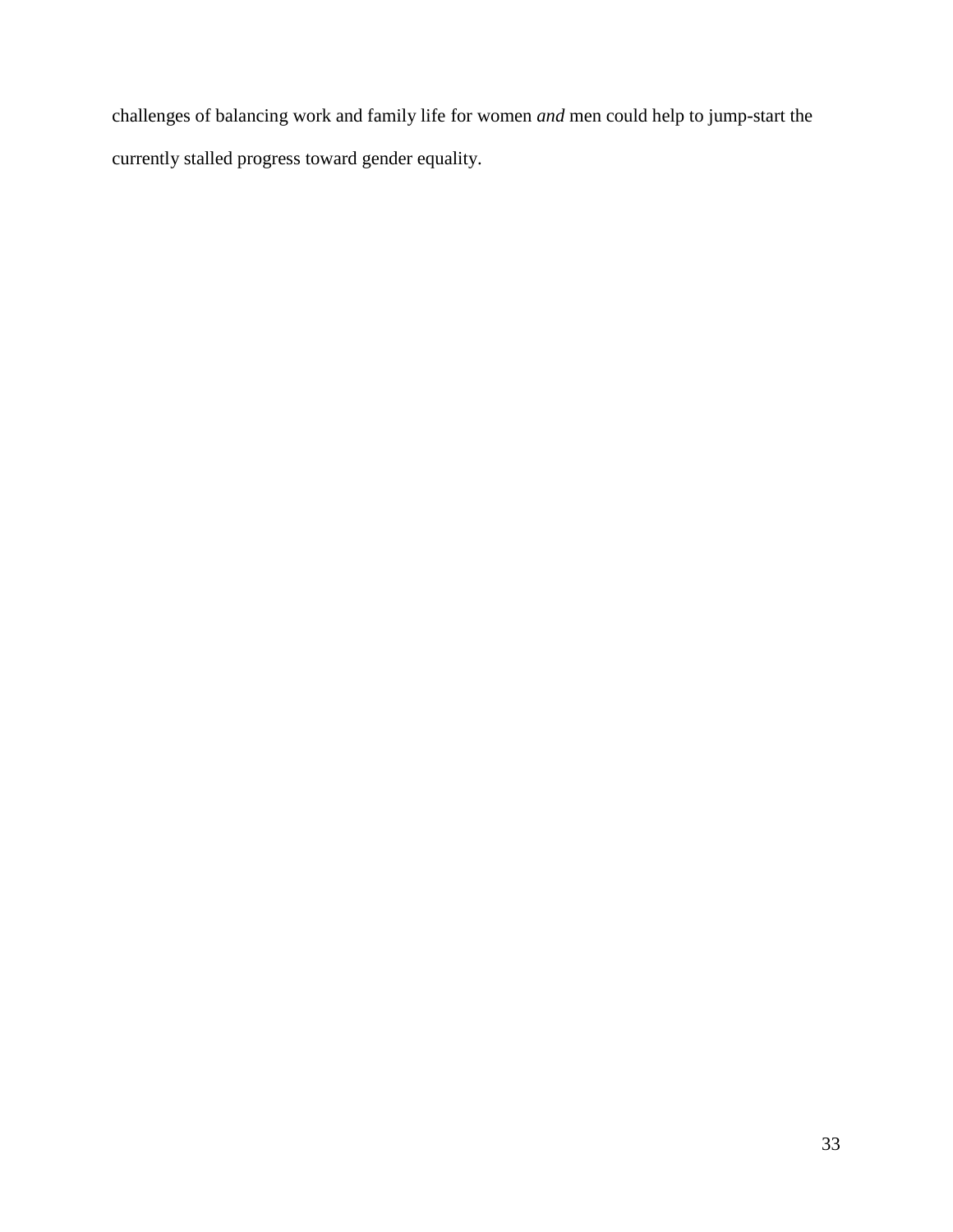challenges of balancing work and family life for women *and* men could help to jump-start the currently stalled progress toward gender equality.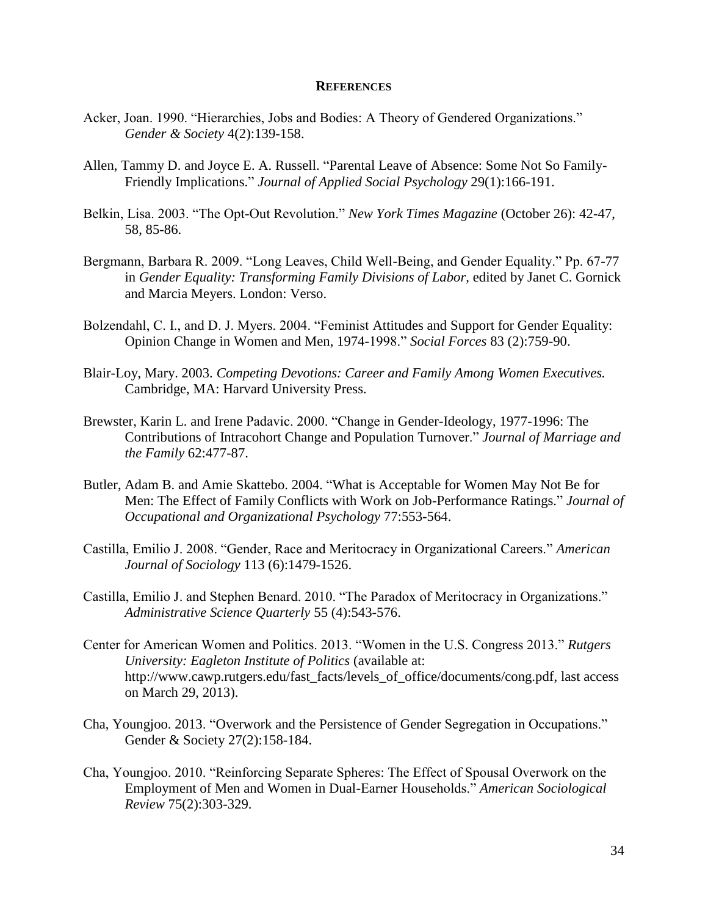## References

Acker, Joan. 1990. "Hierarchies, Jobs and Bodies: A Theory of Gendered Organizations." *Gender & Society* 4(2):139-158.

Allen, Tammy D. and Joyce E. A. Russell. "Parental Leave of Absence: Some Not So Family-Friendly Implications." *Journal of Applied Social Psychology* 29(1):166-191.

Belkin, Lisa. 2003. "The Opt-Out Revolution." *New York Times Magazine* (October 26): 42-47, 58, 85-86.

Bergmann, Barbara R. 2009. "Long Leaves, Child Well-Being, and Gender Equality." Pp. 67-77 in *Gender Equality: Transforming Family Divisions of Labor*, edited by Janet C. Gornick and Marcia Meyers. London: Verso.

Bolzendahl, C. I., and D. J. Myers. 2004. "Feminist Attitudes and Support for Gender Equality: Opinion Change in Women and Men, 1974-1998." *Social Forces* 83 (2):759-90.

Blair-Loy, Mary. 2003. *Competing Devotions: Career and Family Among Women Executives.* Cambridge, MA: Harvard University Press.

Brewster, Karin L. and Irene Padavic. 2000. "Change in Gender-Ideology, 1977-1996: The Contributions of Intracohort Change and Population Turnover." *Journal of Marriage and the Family* 62:477-87.

Butler, Adam B. and Amie Skattebo. 2004. "What is Acceptable for Women May Not Be for Men: The Effect of Family Conflicts with Work on Job-Performance Ratings." *Journal of Occupational and Organizational Psychology* 77:553-564.

Castilla, Emilio J. 2008. "Gender, Race and Meritocracy in Organizational Careers." *American Journal of Sociology* 113 (6):1479-1526.

Castilla, Emilio J. and Stephen Benard. 2010. "The Paradox of Meritocracy in Organizations." *Administrative Science Quarterly* 55 (4):543-576.

Center for American Women and Politics. 2013. "Women in the U.S. Congress 2013." *Rutgers University: Eagleton Institute of Politics* (available at: http://www.cawp.rutgers.edu/fast_facts/levels_of_office/documents/cong.pdf, last access on March 29, 2013).

Cha, Youngjoo. 2013. "Overwork and the Persistence of Gender Segregation in Occupations." Gender & Society 27(2):158-184.

Cha, Youngjoo. 2010. "Reinforcing Separate Spheres: The Effect of Spousal Overwork on the Employment of Men and Women in Dual-Earner Households." *American Sociological Review* 75(2):303-329.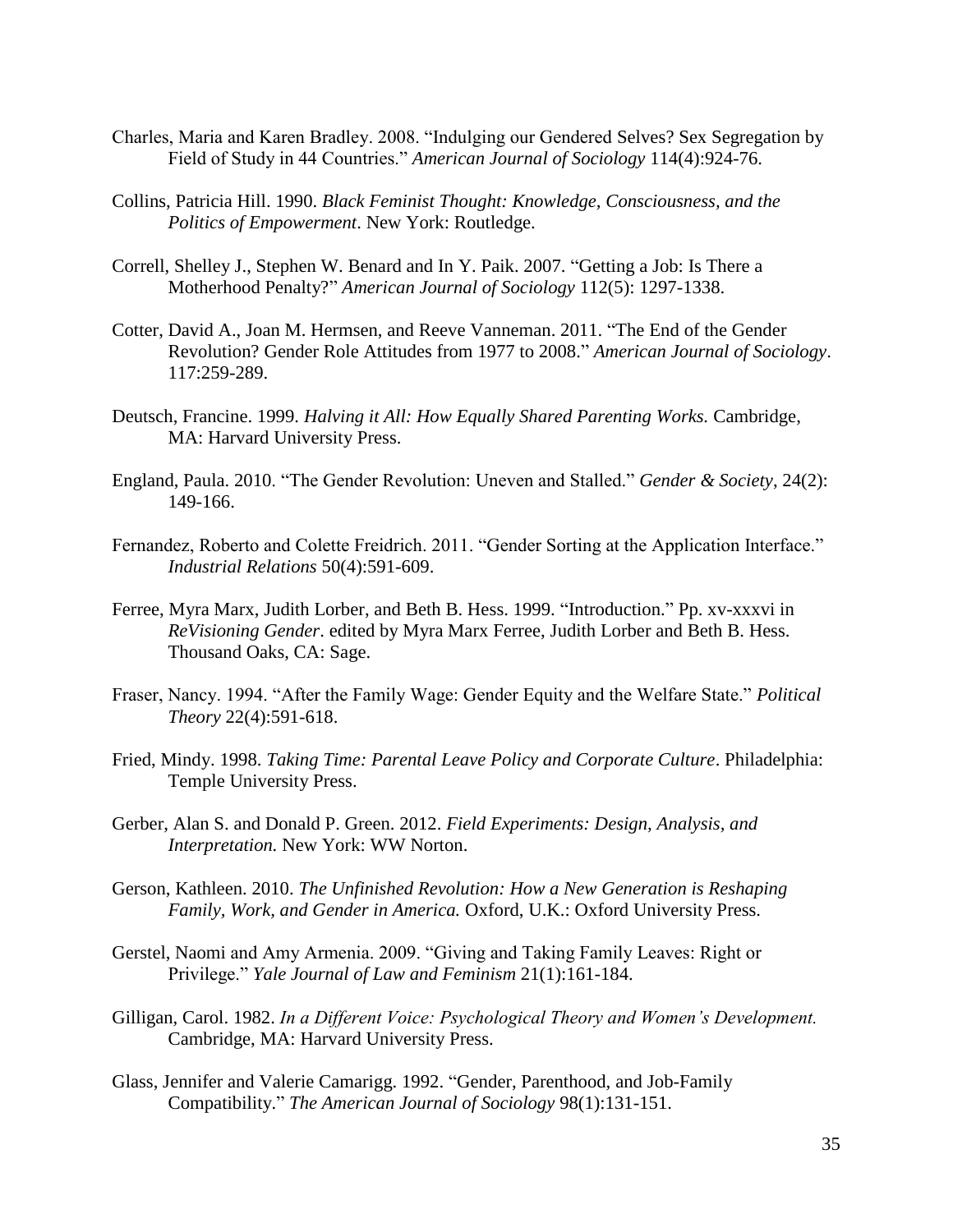Charles, Maria and Karen Bradley. 2008. "Indulging our Gendered Selves? Sex Segregation by Field of Study in 44 Countries." *American Journal of Sociology* 114(4):924-76.

Collins, Patricia Hill. 1990. *Black Feminist Thought: Knowledge, Consciousness, and the Politics of Empowerment*. New York: Routledge.

Correll, Shelley J., Stephen W. Benard and In Y. Paik. 2007. "Getting a Job: Is There a Motherhood Penalty?" *American Journal of Sociology* 112(5): 1297-1338.

Cotter, David A., Joan M. Hermsen, and Reeve Vanneman. 2011. "The End of the Gender Revolution? Gender Role Attitudes from 1977 to 2008." *American Journal of Sociology*. 117:259-289.

Deutsch, Francine. 1999. *Halving it All: How Equally Shared Parenting Works.* Cambridge, MA: Harvard University Press.

England, Paula. 2010. "The Gender Revolution: Uneven and Stalled." *Gender & Society*, 24(2): 149-166.

Fernandez, Roberto and Colette Freidrich. 2011. "Gender Sorting at the Application Interface." *Industrial Relations* 50(4):591-609.

Ferree, Myra Marx, Judith Lorber, and Beth B. Hess. 1999. "Introduction." Pp. xv-xxxvi in *ReVisioning Gender*. edited by Myra Marx Ferree, Judith Lorber and Beth B. Hess. Thousand Oaks, CA: Sage.

Fraser, Nancy. 1994. "After the Family Wage: Gender Equity and the Welfare State." *Political Theory* 22(4):591-618.

Fried, Mindy. 1998. *Taking Time: Parental Leave Policy and Corporate Culture*. Philadelphia: Temple University Press.

Gerber, Alan S. and Donald P. Green. 2012. *Field Experiments: Design, Analysis, and Interpretation.* New York: WW Norton.

Gerson, Kathleen. 2010. *The Unfinished Revolution: How a New Generation is Reshaping Family, Work, and Gender in America.* Oxford, U.K.: Oxford University Press.

Gerstel, Naomi and Amy Armenia. 2009. "Giving and Taking Family Leaves: Right or Privilege." *Yale Journal of Law and Feminism* 21(1):161-184.

Gilligan, Carol. 1982. *In a Different Voice: Psychological Theory and Women's Development.* Cambridge, MA: Harvard University Press.

Glass, Jennifer and Valerie Camarigg. 1992. "Gender, Parenthood, and Job-Family Compatibility." *The American Journal of Sociology* 98(1):131-151.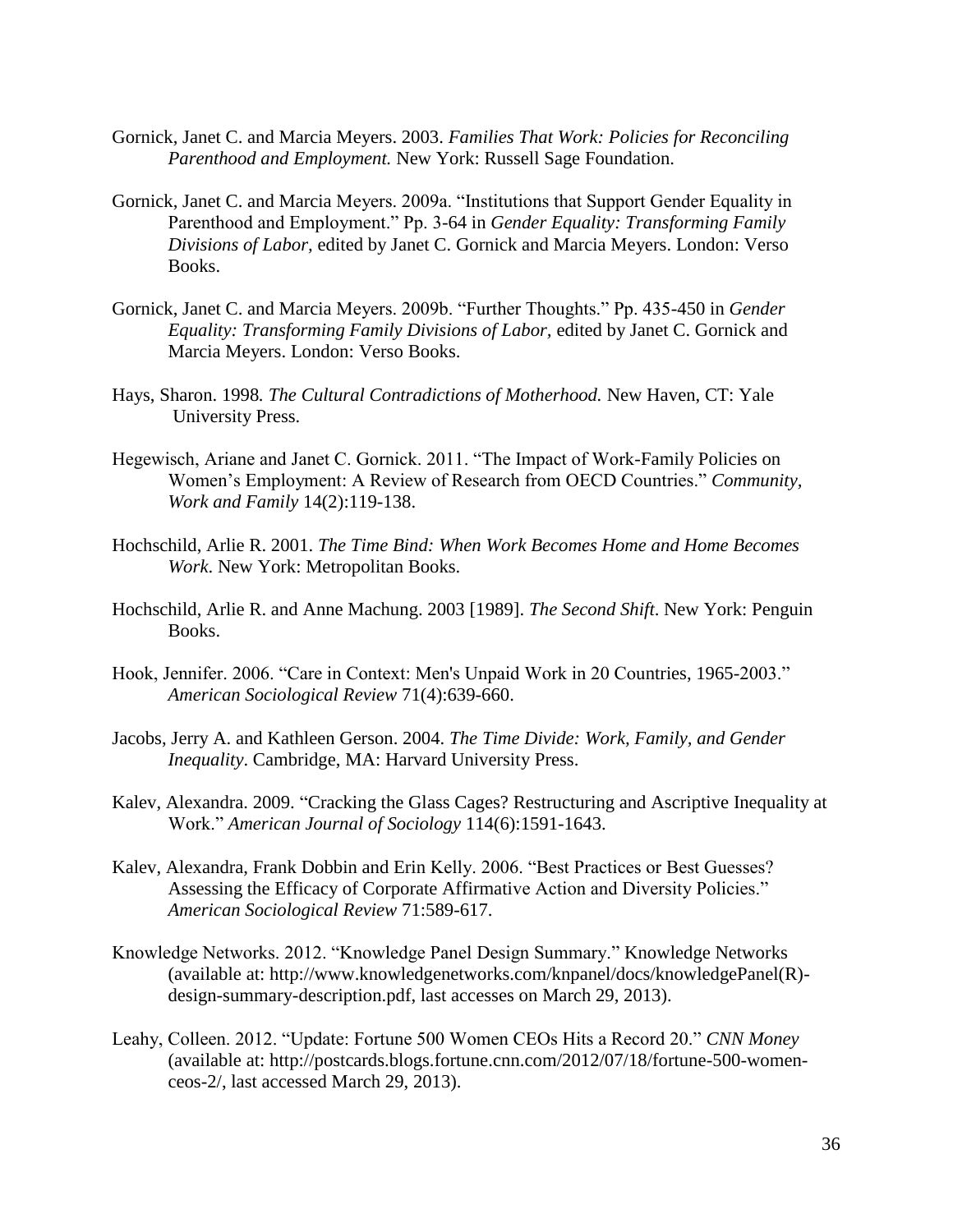Gornick, Janet C. and Marcia Meyers. 2003. *Families That Work: Policies for Reconciling Parenthood and Employment.* New York: Russell Sage Foundation.

Gornick, Janet C. and Marcia Meyers. 2009a. "Institutions that Support Gender Equality in Parenthood and Employment." Pp. 3-64 in *Gender Equality: Transforming Family Divisions of Labor,* edited by Janet C. Gornick and Marcia Meyers. London: Verso Books.

Gornick, Janet C. and Marcia Meyers. 2009b. "Further Thoughts." Pp. 435-450 in *Gender Equality: Transforming Family Divisions of Labor,* edited by Janet C. Gornick and Marcia Meyers. London: Verso Books.

Hays, Sharon. 1998. *The Cultural Contradictions of Motherhood.* New Haven, CT: Yale University Press.

Hegewisch, Ariane and Janet C. Gornick. 2011. "The Impact of Work-Family Policies on Women's Employment: A Review of Research from OECD Countries." *Community, Work and Family* 14(2):119-138.

Hochschild, Arlie R. 2001. *The Time Bind: When Work Becomes Home and Home Becomes Work.* New York: Metropolitan Books.

Hochschild, Arlie R. and Anne Machung. 2003 [1989]. *The Second Shift*. New York: Penguin Books.

Hook, Jennifer. 2006. "Care in Context: Men's Unpaid Work in 20 Countries, 1965-2003." *American Sociological Review* 71(4):639-660.

Jacobs, Jerry A. and Kathleen Gerson. 2004. *The Time Divide: Work, Family, and Gender Inequality*. Cambridge, MA: Harvard University Press.

Kalev, Alexandra. 2009. "Cracking the Glass Cages? Restructuring and Ascriptive Inequality at Work." *American Journal of Sociology* 114(6):1591-1643.

Kalev, Alexandra, Frank Dobbin and Erin Kelly. 2006. "Best Practices or Best Guesses? Assessing the Efficacy of Corporate Affirmative Action and Diversity Policies." *American Sociological Review* 71:589-617.

Knowledge Networks. 2012. "Knowledge Panel Design Summary." Knowledge Networks (available at: http://www.knowledgenetworks.com/knpanel/docs/knowledgePanel(R)-design-summary-description.pdf, last accesses on March 29, 2013).

Leahy, Colleen. 2012. "Update: Fortune 500 Women CEOs Hits a Record 20." *CNN Money* (available at: http://postcards.blogs.fortune.cnn.com/2012/07/18/fortune-500-women-ceos-2/, last accessed March 29, 2013).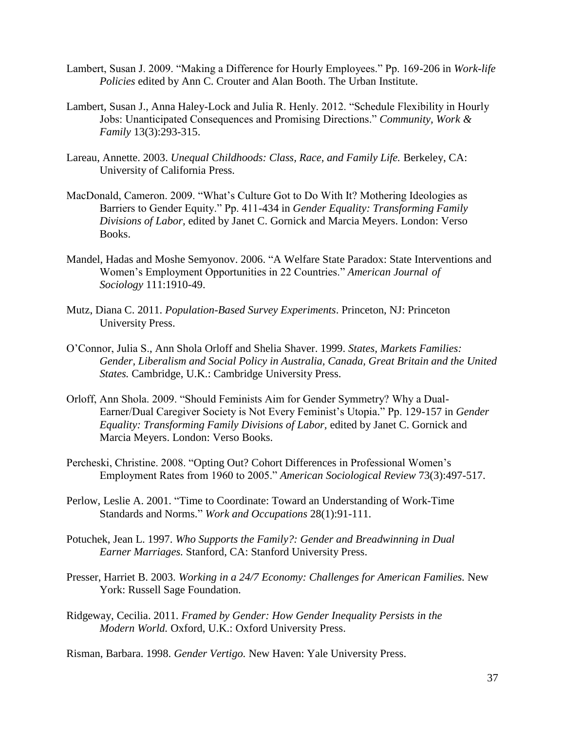Lambert, Susan J. 2009. "Making a Difference for Hourly Employees." Pp. 169-206 in *Work-life Policies* edited by Ann C. Crouter and Alan Booth. The Urban Institute.

Lambert, Susan J., Anna Haley-Lock and Julia R. Henly. 2012. "Schedule Flexibility in Hourly Jobs: Unanticipated Consequences and Promising Directions." *Community, Work & Family* 13(3):293-315.

Lareau, Annette. 2003. *Unequal Childhoods: Class, Race, and Family Life.* Berkeley, CA: University of California Press.

MacDonald, Cameron. 2009. "What's Culture Got to Do With It? Mothering Ideologies as Barriers to Gender Equity." Pp. 411-434 in *Gender Equality: Transforming Family Divisions of Labor,* edited by Janet C. Gornick and Marcia Meyers. London: Verso Books.

Mandel, Hadas and Moshe Semyonov. 2006. "A Welfare State Paradox: State Interventions and Women's Employment Opportunities in 22 Countries." *American Journal of Sociology* 111:1910-49.

Mutz, Diana C. 2011. *Population-Based Survey Experiments*. Princeton, NJ: Princeton University Press.

O'Connor, Julia S., Ann Shola Orloff and Shelia Shaver. 1999. *States, Markets Families: Gender, Liberalism and Social Policy in Australia, Canada, Great Britain and the United States.* Cambridge, U.K.: Cambridge University Press.

Orloff, Ann Shola. 2009. "Should Feminists Aim for Gender Symmetry? Why a Dual-Earner/Dual Caregiver Society is Not Every Feminist's Utopia." Pp. 129-157 in *Gender Equality: Transforming Family Divisions of Labor,* edited by Janet C. Gornick and Marcia Meyers. London: Verso Books.

Percheski, Christine. 2008. "Opting Out? Cohort Differences in Professional Women's Employment Rates from 1960 to 2005." *American Sociological Review* 73(3):497-517.

Perlow, Leslie A. 2001. "Time to Coordinate: Toward an Understanding of Work-Time Standards and Norms." *Work and Occupations* 28(1):91-111.

Potuchek, Jean L. 1997. *Who Supports the Family?: Gender and Breadwinning in Dual Earner Marriages.* Stanford, CA: Stanford University Press.

Presser, Harriet B. 2003. *Working in a 24/7 Economy: Challenges for American Families.* New York: Russell Sage Foundation.

Ridgeway, Cecilia. 2011. *Framed by Gender: How Gender Inequality Persists in the Modern World.* Oxford, U.K.: Oxford University Press.

Risman, Barbara. 1998. *Gender Vertigo.* New Haven: Yale University Press.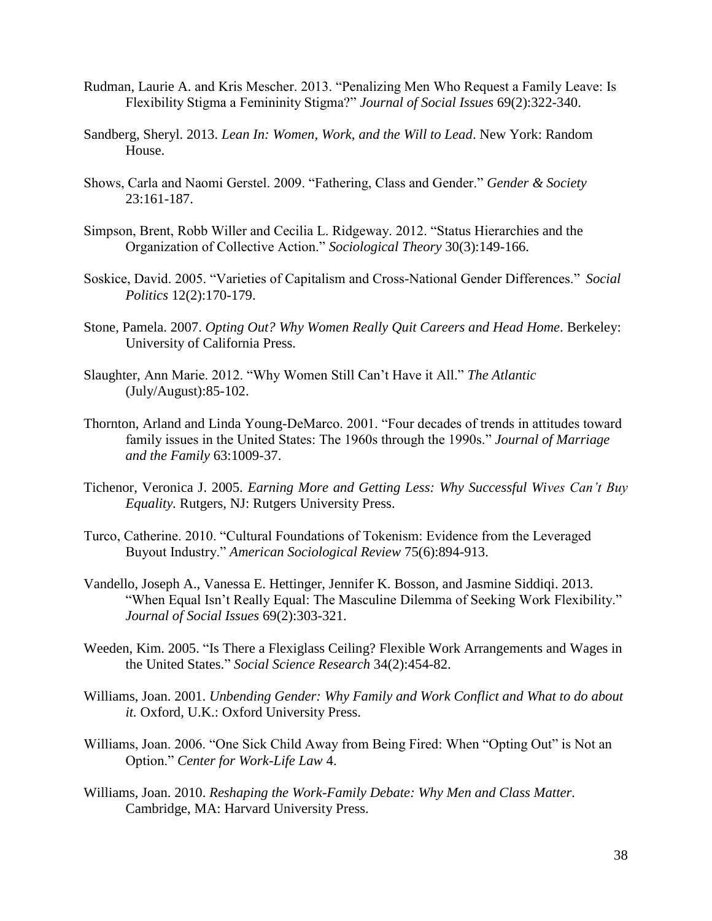Rudman, Laurie A. and Kris Mescher. 2013. "Penalizing Men Who Request a Family Leave: Is Flexibility Stigma a Femininity Stigma?" *Journal of Social Issues* 69(2):322-340.

Sandberg, Sheryl. 2013. *Lean In: Women, Work, and the Will to Lead*. New York: Random House.

Shows, Carla and Naomi Gerstel. 2009. "Fathering, Class and Gender." *Gender & Society* 23:161-187.

Simpson, Brent, Robb Willer and Cecilia L. Ridgeway. 2012. "Status Hierarchies and the Organization of Collective Action." *Sociological Theory* 30(3):149-166.

Soskice, David. 2005. "Varieties of Capitalism and Cross-National Gender Differences." *Social Politics* 12(2):170-179.

Stone, Pamela. 2007. *Opting Out? Why Women Really Quit Careers and Head Home*. Berkeley: University of California Press.

Slaughter, Ann Marie. 2012. "Why Women Still Can't Have it All." *The Atlantic* (July/August):85-102.

Thornton, Arland and Linda Young-DeMarco. 2001. "Four decades of trends in attitudes toward family issues in the United States: The 1960s through the 1990s." *Journal of Marriage and the Family* 63:1009-37.

Tichenor, Veronica J. 2005. *Earning More and Getting Less: Why Successful Wives Can't Buy Equality.* Rutgers, NJ: Rutgers University Press.

Turco, Catherine. 2010. "Cultural Foundations of Tokenism: Evidence from the Leveraged Buyout Industry." *American Sociological Review* 75(6):894-913.

Vandello, Joseph A., Vanessa E. Hettinger, Jennifer K. Bosson, and Jasmine Siddiqi. 2013. "When Equal Isn't Really Equal: The Masculine Dilemma of Seeking Work Flexibility." *Journal of Social Issues* 69(2):303-321.

Weeden, Kim. 2005. "Is There a Flexiglass Ceiling? Flexible Work Arrangements and Wages in the United States." *Social Science Research* 34(2):454-82.

Williams, Joan. 2001. *Unbending Gender: Why Family and Work Conflict and What to do about it.* Oxford, U.K.: Oxford University Press.

Williams, Joan. 2006. "One Sick Child Away from Being Fired: When "Opting Out" is Not an Option." *Center for Work-Life Law* 4.

Williams, Joan. 2010. *Reshaping the Work-Family Debate: Why Men and Class Matter*. Cambridge, MA: Harvard University Press.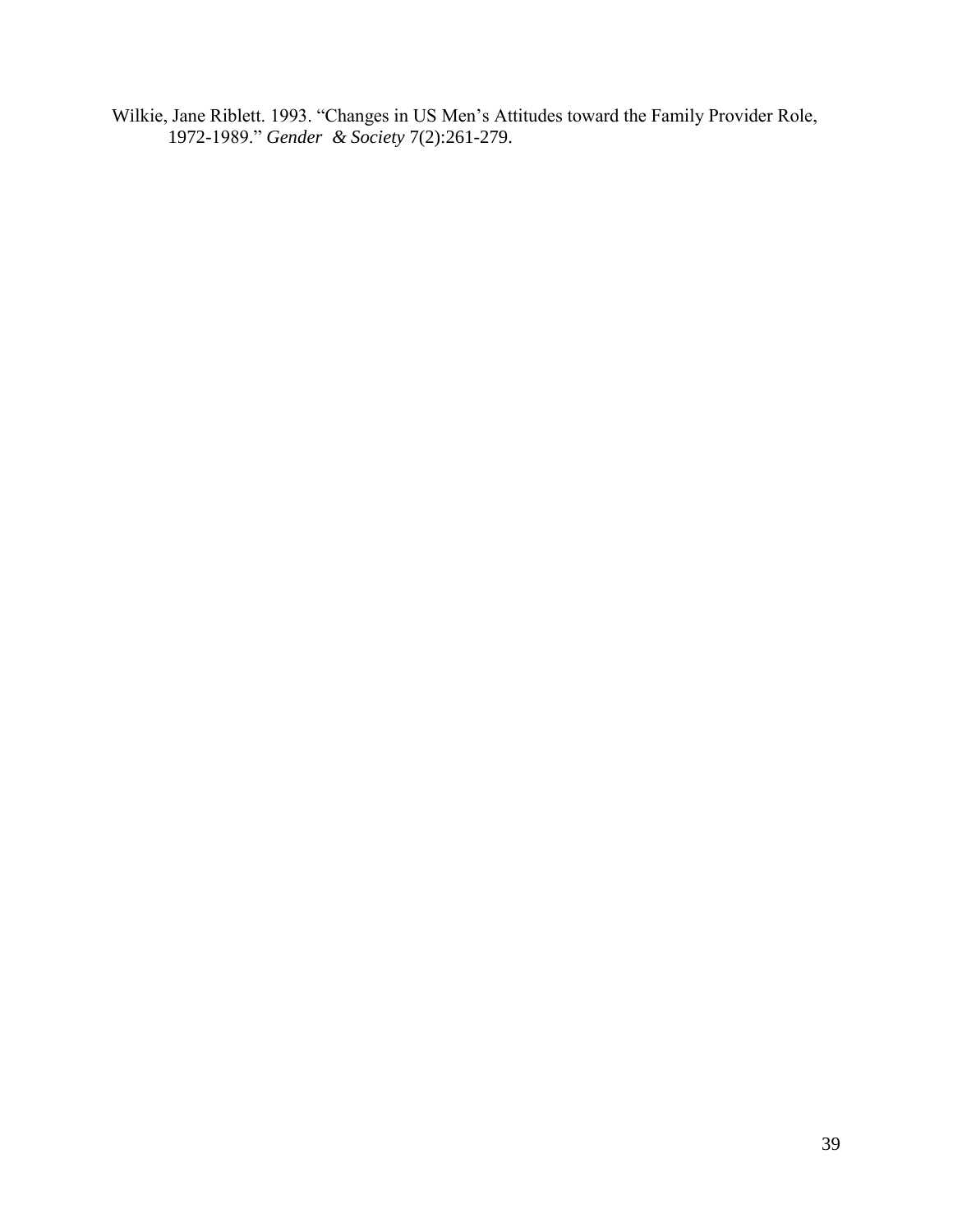Wilkie, Jane Riblett. 1993. "Changes in US Men's Attitudes toward the Family Provider Role, 1972-1989." *Gender & Society* 7(2):261-279.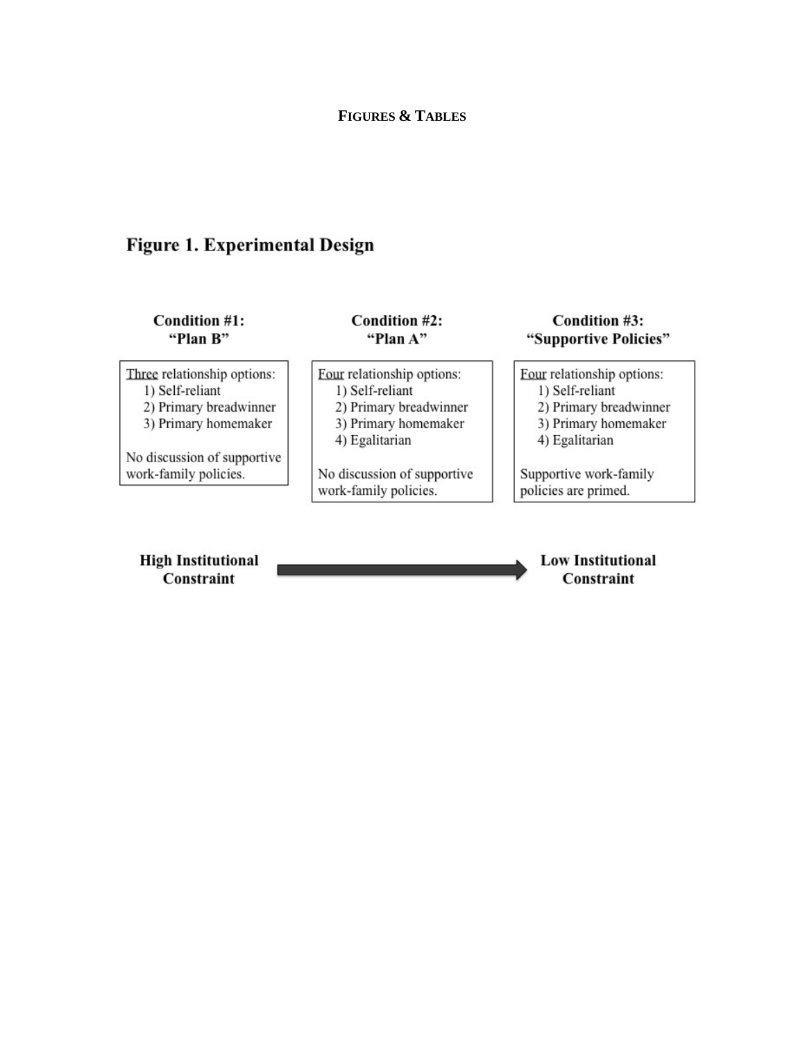**FIGURES & TABLES**

## Figure 1. Experimental Design

**Condition #1: "Plan B"**

<u>Three</u> relationship options:
1) Self-reliant
2) Primary breadwinner
3) Primary homemaker

No discussion of supportive work-family policies.

**Condition #2: "Plan A"**

<u>Four</u> relationship options:
1) Self-reliant
2) Primary breadwinner
3) Primary homemaker
4) Egalitarian

No discussion of supportive work-family policies.

**Condition #3: "Supportive Policies"**

<u>Four</u> relationship options:
1) Self-reliant
2) Primary breadwinner
3) Primary homemaker
4) Egalitarian

Supportive work-family policies are primed.

**High Institutional Constraint** → **Low Institutional Constraint**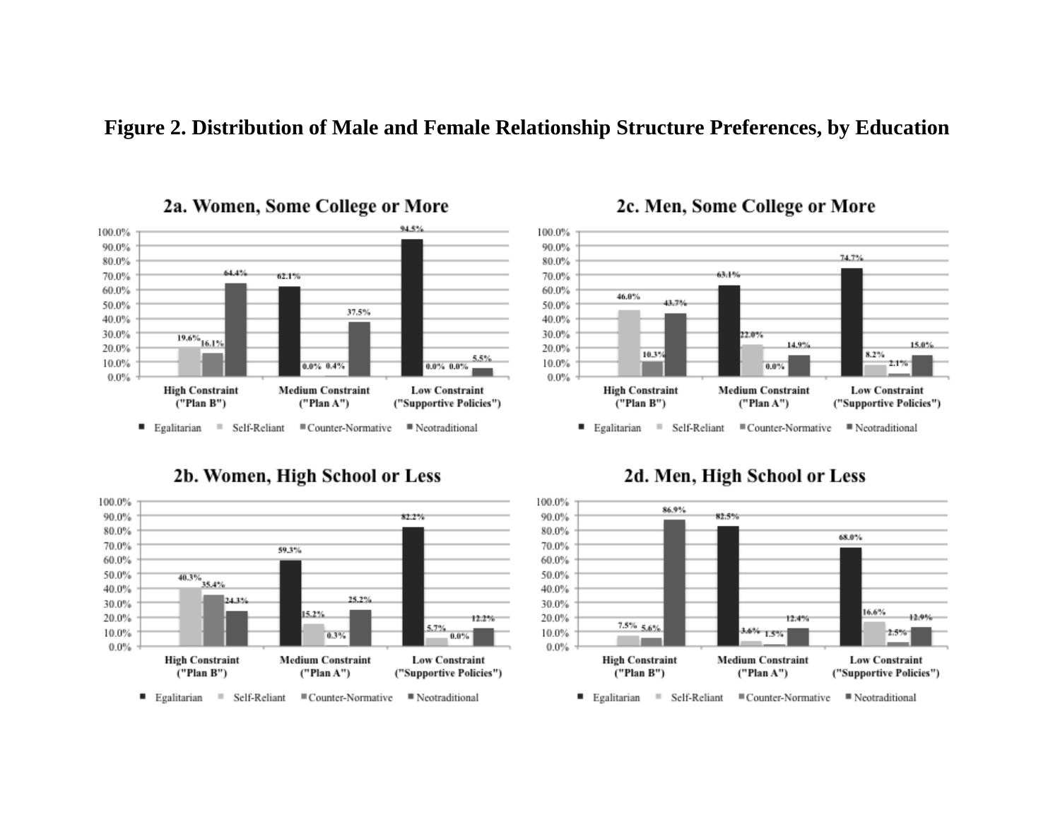**Figure 2. Distribution of Male and Female Relationship Structure Preferences, by Education**

### 2a. Women, Some College or More

| | Egalitarian | Self-Reliant | Counter-Normative | Neotraditional |
|---|---|---|---|---|
| High Constraint ("Plan B") | | 19.6% | 16.1% | 64.4% |
| Medium Constraint ("Plan A") | 62.1% | 0.0% | 0.4% | 37.5% |
| Low Constraint ("Supportive Policies") | 94.5% | 0.0% | 0.0% | 5.5% |

### 2c. Men, Some College or More

| | Egalitarian | Self-Reliant | Counter-Normative | Neotraditional |
|---|---|---|---|---|
| High Constraint ("Plan B") | | 46.0% | 10.3% | 43.7% |
| Medium Constraint ("Plan A") | 63.1% | 22.0% | 0.0% | 14.9% |
| Low Constraint ("Supportive Policies") | 74.7% | 8.2% | 2.1% | 15.0% |

### 2b. Women, High School or Less

| | Egalitarian | Self-Reliant | Counter-Normative | Neotraditional |
|---|---|---|---|---|
| High Constraint ("Plan B") | | 40.3% | 35.4% | 24.3% |
| Medium Constraint ("Plan A") | 59.3% | 15.2% | 0.3% | 25.2% |
| Low Constraint ("Supportive Policies") | 82.2% | 5.7% | 0.0% | 12.2% |

### 2d. Men, High School or Less

| | Egalitarian | Self-Reliant | Counter-Normative | Neotraditional |
|---|---|---|---|---|
| High Constraint ("Plan B") | | 7.5% | 5.6% | 86.9% |
| Medium Constraint ("Plan A") | 82.5% | 3.6% | 1.5% | 12.4% |
| Low Constraint ("Supportive Policies") | 68.0% | 16.6% | 2.5% | 12.9% |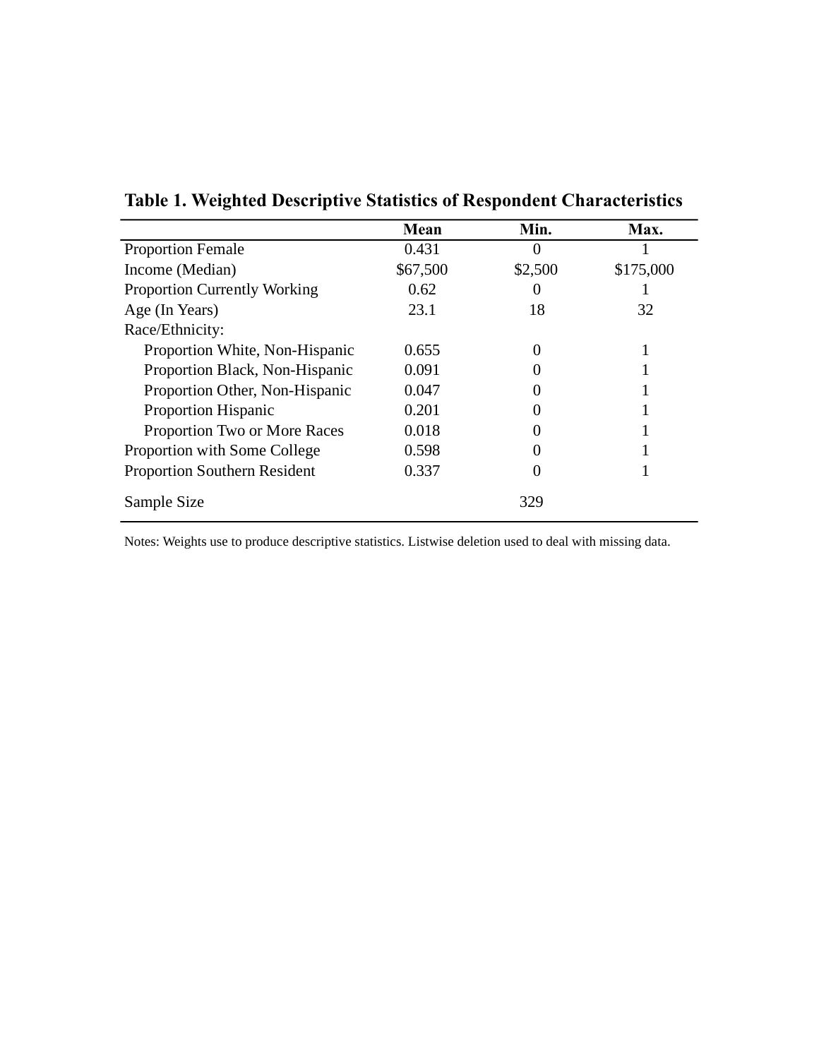**Table 1. Weighted Descriptive Statistics of Respondent Characteristics**

| | Mean | Min. | Max. |
|---|---|---|---|
| Proportion Female | 0.431 | 0 | 1 |
| Income (Median) | $67,500 | $2,500 | $175,000 |
| Proportion Currently Working | 0.62 | 0 | 1 |
| Age (In Years) | 23.1 | 18 | 32 |
| Race/Ethnicity: | | | |
| Proportion White, Non-Hispanic | 0.655 | 0 | 1 |
| Proportion Black, Non-Hispanic | 0.091 | 0 | 1 |
| Proportion Other, Non-Hispanic | 0.047 | 0 | 1 |
| Proportion Hispanic | 0.201 | 0 | 1 |
| Proportion Two or More Races | 0.018 | 0 | 1 |
| Proportion with Some College | 0.598 | 0 | 1 |
| Proportion Southern Resident | 0.337 | 0 | 1 |
| Sample Size | | 329 | |

Notes: Weights use to produce descriptive statistics. Listwise deletion used to deal with missing data.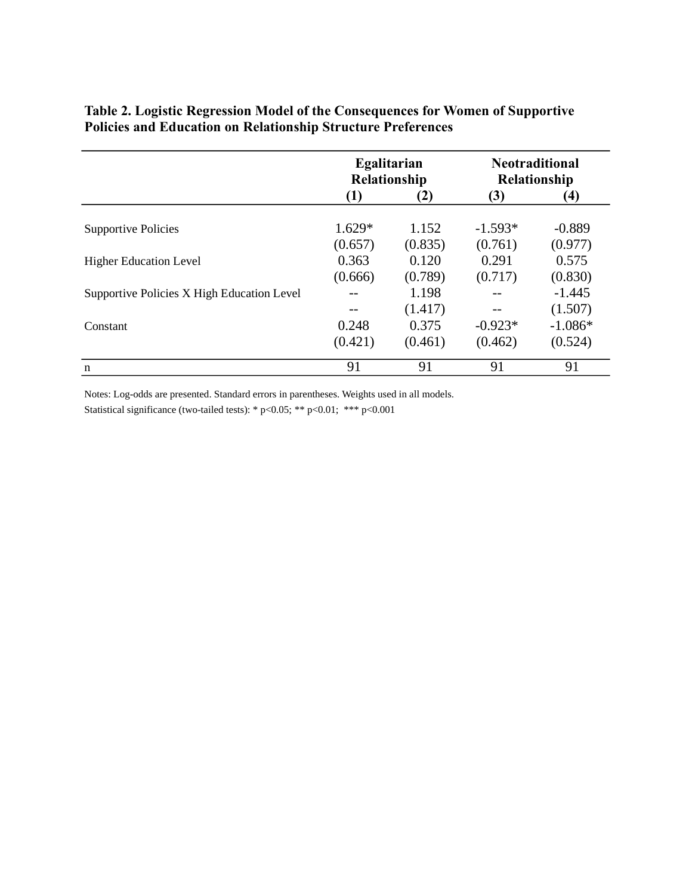**Table 2. Logistic Regression Model of the Consequences for Women of Supportive Policies and Education on Relationship Structure Preferences**

| | Egalitarian Relationship | | Neotraditional Relationship | |
|---|---|---|---|---|
| | (1) | (2) | (3) | (4) |
| Supportive Policies | 1.629* | 1.152 | -1.593* | -0.889 |
| | (0.657) | (0.835) | (0.761) | (0.977) |
| Higher Education Level | 0.363 | 0.120 | 0.291 | 0.575 |
| | (0.666) | (0.789) | (0.717) | (0.830) |
| Supportive Policies X High Education Level | -- | 1.198 | -- | -1.445 |
| | -- | (1.417) | -- | (1.507) |
| Constant | 0.248 | 0.375 | -0.923* | -1.086* |
| | (0.421) | (0.461) | (0.462) | (0.524) |
| n | 91 | 91 | 91 | 91 |

Notes: Log-odds are presented. Standard errors in parentheses. Weights used in all models.

Statistical significance (two-tailed tests): * $p<0.05$; ** $p<0.01$; *** $p<0.001$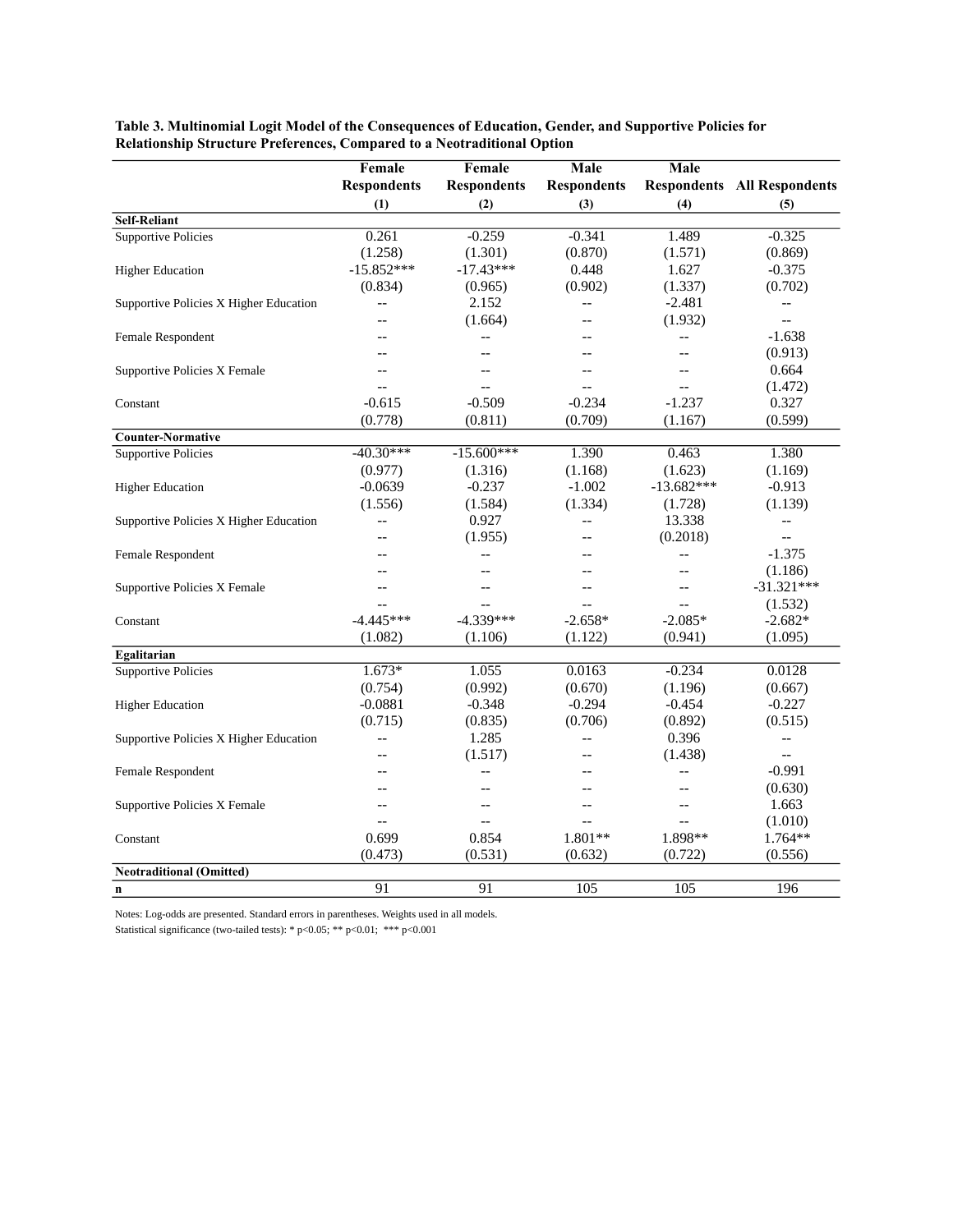**Table 3. Multinomial Logit Model of the Consequences of Education, Gender, and Supportive Policies for Relationship Structure Preferences, Compared to a Neotraditional Option**

| | Female Respondents | Female Respondents | Male Respondents | Male Respondents | All Respondents |
|---|---|---|---|---|---|
| | (1) | (2) | (3) | (4) | (5) |
| **Self-Reliant** | | | | | |
| Supportive Policies | 0.261 | -0.259 | -0.341 | 1.489 | -0.325 |
| | (1.258) | (1.301) | (0.870) | (1.571) | (0.869) |
| Higher Education | -15.852*** | -17.43*** | 0.448 | 1.627 | -0.375 |
| | (0.834) | (0.965) | (0.902) | (1.337) | (0.702) |
| Supportive Policies X Higher Education | -- | 2.152 | -- | -2.481 | -- |
| | -- | (1.664) | -- | (1.932) | -- |
| Female Respondent | -- | -- | -- | -- | -1.638 |
| | -- | -- | -- | -- | (0.913) |
| Supportive Policies X Female | -- | -- | -- | -- | 0.664 |
| | -- | -- | -- | -- | (1.472) |
| Constant | -0.615 | -0.509 | -0.234 | -1.237 | 0.327 |
| | (0.778) | (0.811) | (0.709) | (1.167) | (0.599) |
| **Counter-Normative** | | | | | |
| Supportive Policies | -40.30*** | -15.600*** | 1.390 | 0.463 | 1.380 |
| | (0.977) | (1.316) | (1.168) | (1.623) | (1.169) |
| Higher Education | -0.0639 | -0.237 | -1.002 | -13.682*** | -0.913 |
| | (1.556) | (1.584) | (1.334) | (1.728) | (1.139) |
| Supportive Policies X Higher Education | -- | 0.927 | -- | 13.338 | -- |
| | -- | (1.955) | -- | (0.2018) | -- |
| Female Respondent | -- | -- | -- | -- | -1.375 |
| | -- | -- | -- | -- | (1.186) |
| Supportive Policies X Female | -- | -- | -- | -- | -31.321*** |
| | -- | -- | -- | -- | (1.532) |
| Constant | -4.445*** | -4.339*** | -2.658* | -2.085* | -2.682* |
| | (1.082) | (1.106) | (1.122) | (0.941) | (1.095) |
| **Egalitarian** | | | | | |
| Supportive Policies | 1.673* | 1.055 | 0.0163 | -0.234 | 0.0128 |
| | (0.754) | (0.992) | (0.670) | (1.196) | (0.667) |
| Higher Education | -0.0881 | -0.348 | -0.294 | -0.454 | -0.227 |
| | (0.715) | (0.835) | (0.706) | (0.892) | (0.515) |
| Supportive Policies X Higher Education | -- | 1.285 | -- | 0.396 | -- |
| | -- | (1.517) | -- | (1.438) | -- |
| Female Respondent | -- | -- | -- | -- | -0.991 |
| | -- | -- | -- | -- | (0.630) |
| Supportive Policies X Female | -- | -- | -- | -- | 1.663 |
| | -- | -- | -- | -- | (1.010) |
| Constant | 0.699 | 0.854 | 1.801** | 1.898** | 1.764** |
| | (0.473) | (0.531) | (0.632) | (0.722) | (0.556) |
| **Neotraditional (Omitted)** | | | | | |
| **n** | 91 | 91 | 105 | 105 | 196 |

Notes: Log-odds are presented. Standard errors in parentheses. Weights used in all models.

Statistical significance (two-tailed tests): * $p<0.05$; ** $p<0.01$; *** $p<0.001$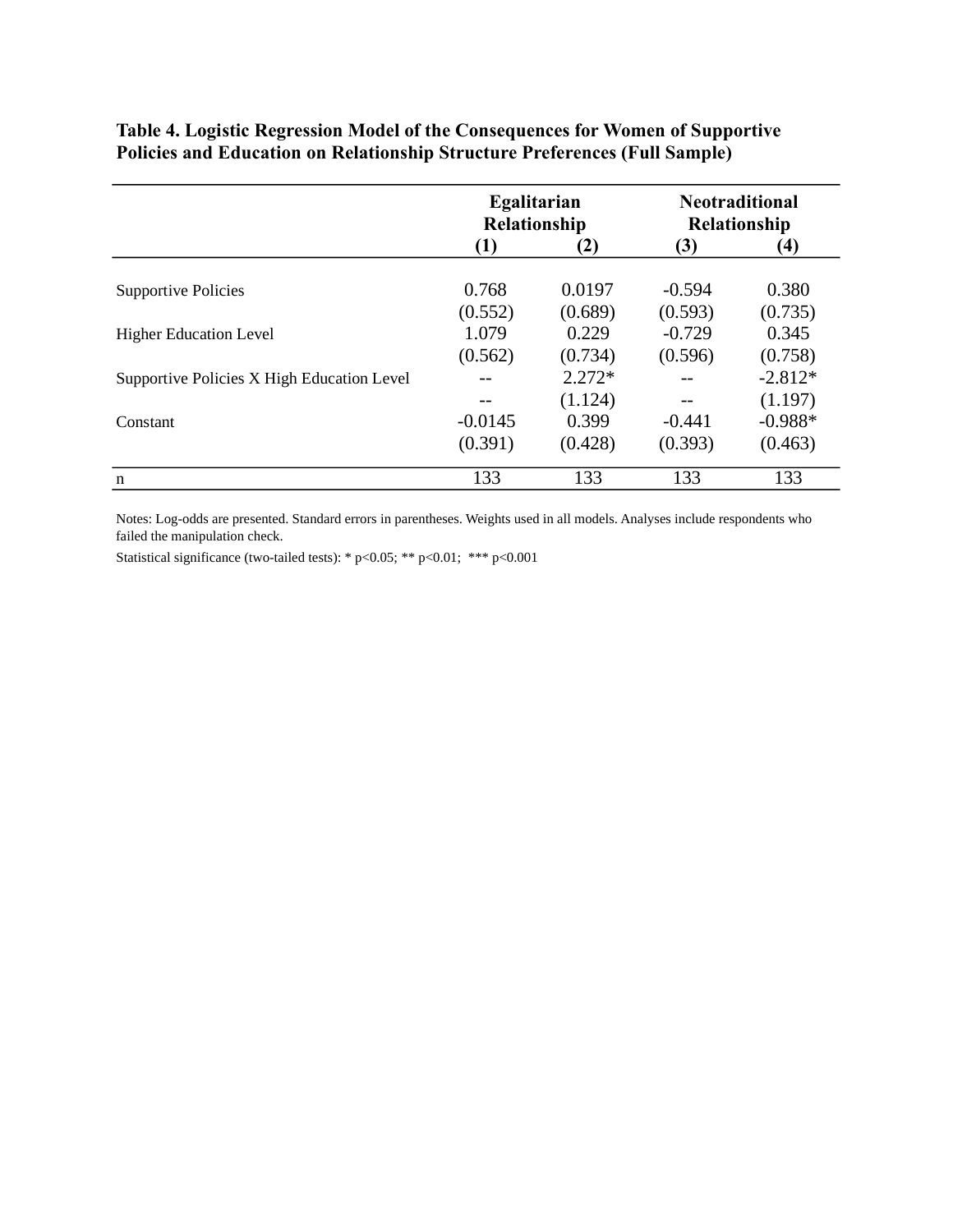**Table 4. Logistic Regression Model of the Consequences for Women of Supportive Policies and Education on Relationship Structure Preferences (Full Sample)**

| | Egalitarian Relationship | | Neotraditional Relationship | |
|---|---|---|---|---|
| | (1) | (2) | (3) | (4) |
| Supportive Policies | 0.768 | 0.0197 | -0.594 | 0.380 |
| | (0.552) | (0.689) | (0.593) | (0.735) |
| Higher Education Level | 1.079 | 0.229 | -0.729 | 0.345 |
| | (0.562) | (0.734) | (0.596) | (0.758) |
| Supportive Policies X High Education Level | -- | 2.272* | -- | -2.812* |
| | -- | (1.124) | -- | (1.197) |
| Constant | -0.0145 | 0.399 | -0.441 | -0.988* |
| | (0.391) | (0.428) | (0.393) | (0.463) |
| n | 133 | 133 | 133 | 133 |

Notes: Log-odds are presented. Standard errors in parentheses. Weights used in all models. Analyses include respondents who failed the manipulation check.

Statistical significance (two-tailed tests): * $p<0.05$; ** $p<0.01$; *** $p<0.001$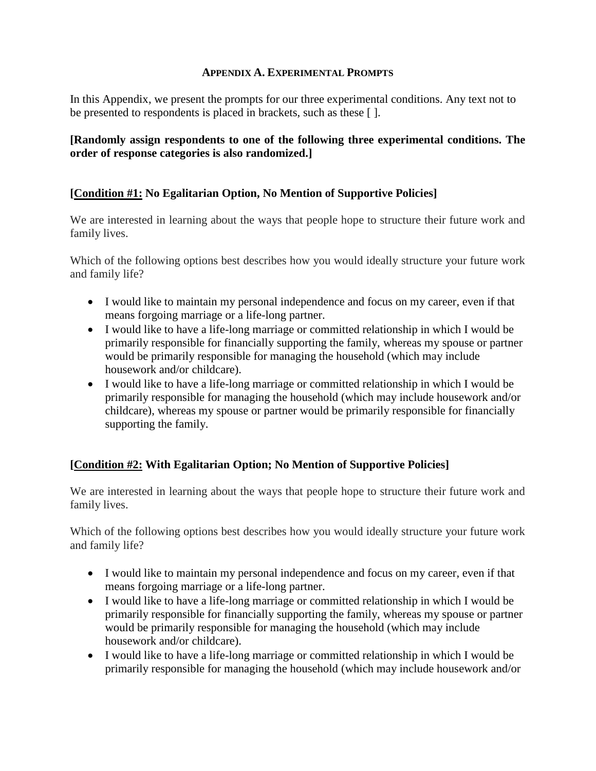## APPENDIX A. EXPERIMENTAL PROMPTS

In this Appendix, we present the prompts for our three experimental conditions. Any text not to be presented to respondents is placed in brackets, such as these [ ].

**[Randomly assign respondents to one of the following three experimental conditions. The order of response categories is also randomized.]**

**[Condition #1: No Egalitarian Option, No Mention of Supportive Policies]**

We are interested in learning about the ways that people hope to structure their future work and family lives.

Which of the following options best describes how you would ideally structure your future work and family life?

- I would like to maintain my personal independence and focus on my career, even if that means forgoing marriage or a life-long partner.
- I would like to have a life-long marriage or committed relationship in which I would be primarily responsible for financially supporting the family, whereas my spouse or partner would be primarily responsible for managing the household (which may include housework and/or childcare).
- I would like to have a life-long marriage or committed relationship in which I would be primarily responsible for managing the household (which may include housework and/or childcare), whereas my spouse or partner would be primarily responsible for financially supporting the family.

**[Condition #2: With Egalitarian Option; No Mention of Supportive Policies]**

We are interested in learning about the ways that people hope to structure their future work and family lives.

Which of the following options best describes how you would ideally structure your future work and family life?

- I would like to maintain my personal independence and focus on my career, even if that means forgoing marriage or a life-long partner.
- I would like to have a life-long marriage or committed relationship in which I would be primarily responsible for financially supporting the family, whereas my spouse or partner would be primarily responsible for managing the household (which may include housework and/or childcare).
- I would like to have a life-long marriage or committed relationship in which I would be primarily responsible for managing the household (which may include housework and/or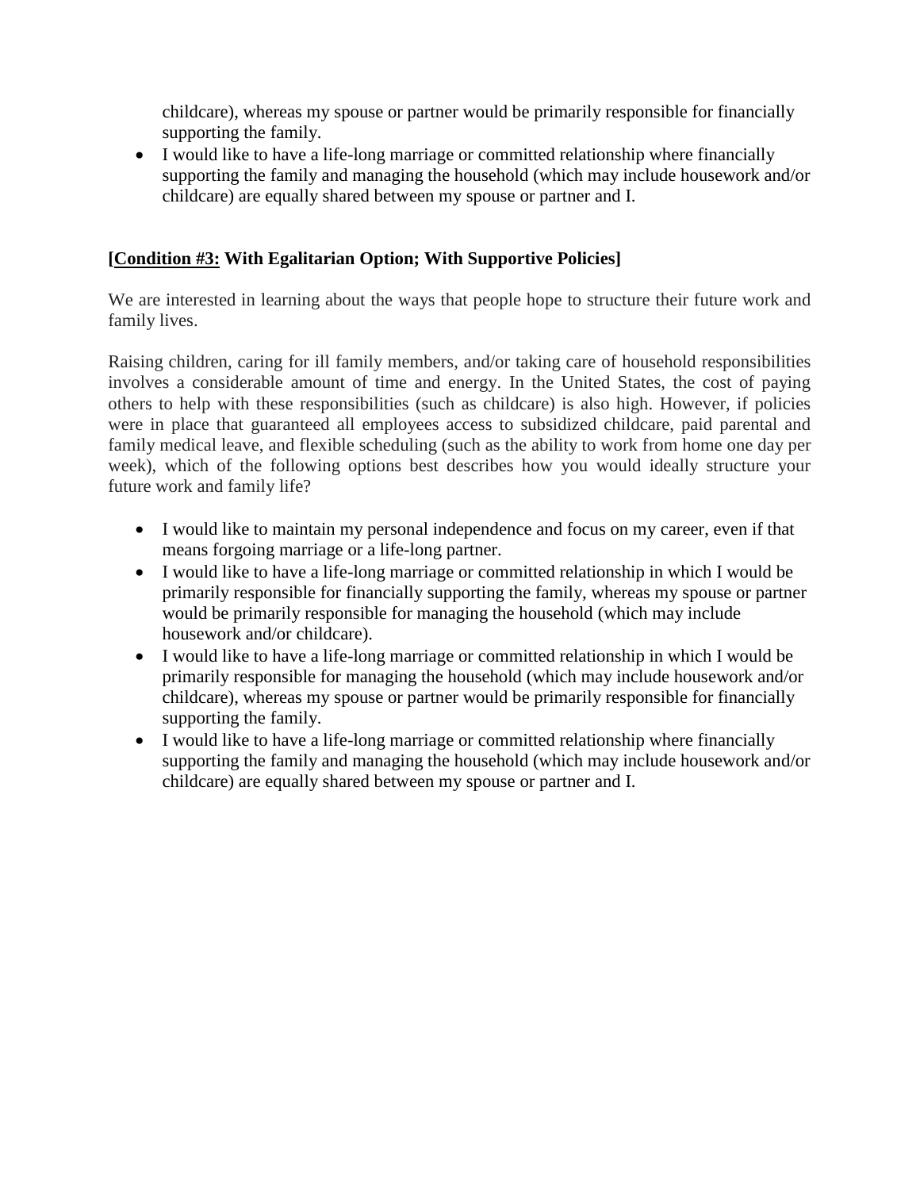childcare), whereas my spouse or partner would be primarily responsible for financially supporting the family.

- I would like to have a life-long marriage or committed relationship where financially supporting the family and managing the household (which may include housework and/or childcare) are equally shared between my spouse or partner and I.

**[Condition #3: With Egalitarian Option; With Supportive Policies]**

We are interested in learning about the ways that people hope to structure their future work and family lives.

Raising children, caring for ill family members, and/or taking care of household responsibilities involves a considerable amount of time and energy. In the United States, the cost of paying others to help with these responsibilities (such as childcare) is also high. However, if policies were in place that guaranteed all employees access to subsidized childcare, paid parental and family medical leave, and flexible scheduling (such as the ability to work from home one day per week), which of the following options best describes how you would ideally structure your future work and family life?

- I would like to maintain my personal independence and focus on my career, even if that means forgoing marriage or a life-long partner.
- I would like to have a life-long marriage or committed relationship in which I would be primarily responsible for financially supporting the family, whereas my spouse or partner would be primarily responsible for managing the household (which may include housework and/or childcare).
- I would like to have a life-long marriage or committed relationship in which I would be primarily responsible for managing the household (which may include housework and/or childcare), whereas my spouse or partner would be primarily responsible for financially supporting the family.
- I would like to have a life-long marriage or committed relationship where financially supporting the family and managing the household (which may include housework and/or childcare) are equally shared between my spouse or partner and I.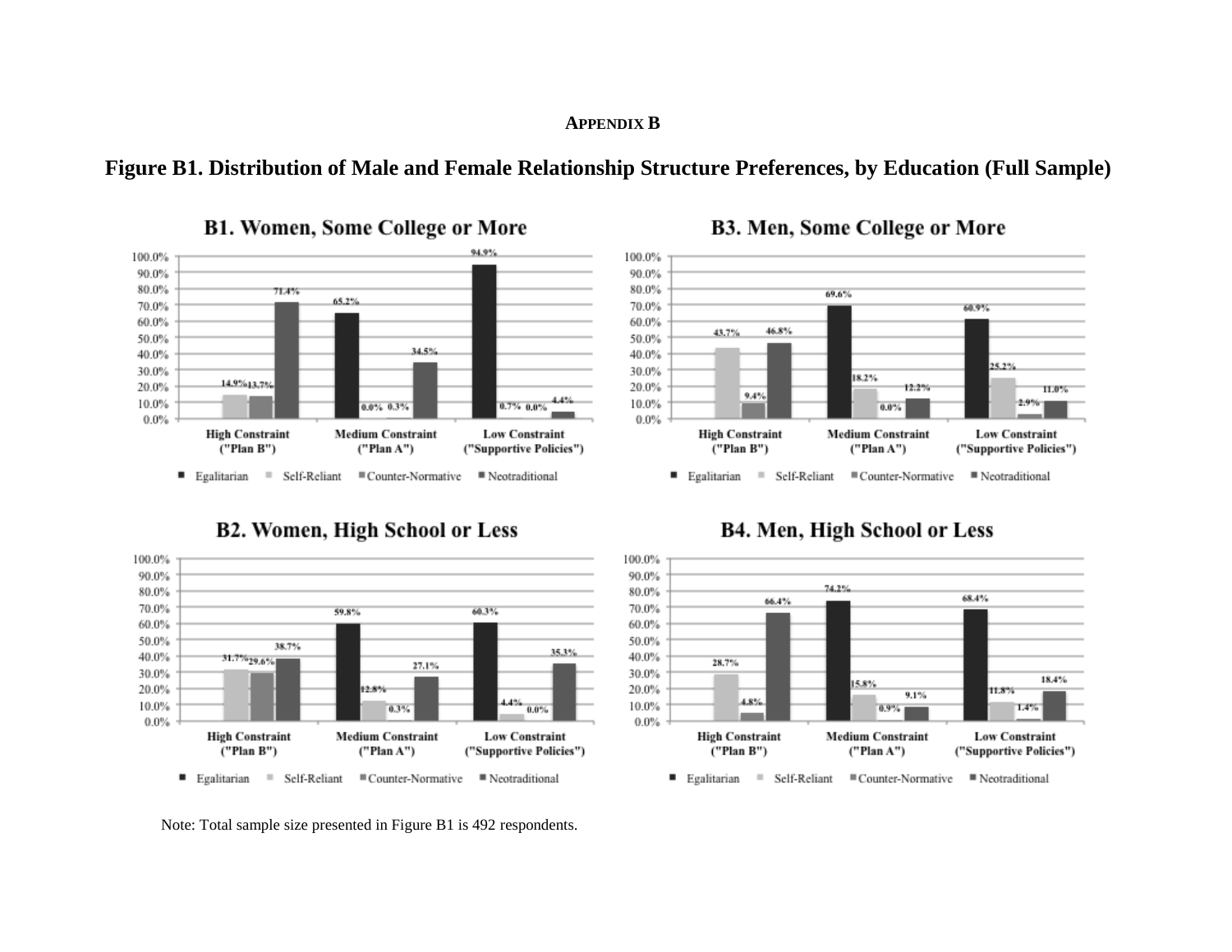**APPENDIX B**

**Figure B1. Distribution of Male and Female Relationship Structure Preferences, by Education (Full Sample)**

B1. Women, Some College or More

100.0%
90.0%
80.0%
70.0%
60.0%
50.0%
40.0%
30.0%
20.0%
10.0%
0.0%

14.9% 13.7% 71.4%
65.2% 0.0% 0.3% 34.5%
94.9% 0.7% 0.0% 4.4%

High Constraint ("Plan B")
Medium Constraint ("Plan A")
Low Constraint ("Supportive Policies")

Egalitarian, Self-Reliant, Counter-Normative, Neotraditional

B3. Men, Some College or More

100.0%
90.0%
80.0%
70.0%
60.0%
50.0%
40.0%
30.0%
20.0%
10.0%
0.0%

43.7% 9.4% 46.8%
69.6% 18.2% 0.0% 12.2%
60.9% 25.2% 2.9% 11.0%

High Constraint ("Plan B")
Medium Constraint ("Plan A")
Low Constraint ("Supportive Policies")

Egalitarian, Self-Reliant, Counter-Normative, Neotraditional

B2. Women, High School or Less

100.0%
90.0%
80.0%
70.0%
60.0%
50.0%
40.0%
30.0%
20.0%
10.0%
0.0%

31.7% 29.6% 38.7%
59.8% 12.8% 0.3% 27.1%
60.3% 4.4% 0.0% 35.3%

High Constraint ("Plan B")
Medium Constraint ("Plan A")
Low Constraint ("Supportive Policies")

Egalitarian, Self-Reliant, Counter-Normative, Neotraditional

B4. Men, High School or Less

100.0%
90.0%
80.0%
70.0%
60.0%
50.0%
40.0%
30.0%
20.0%
10.0%
0.0%

28.7% 4.8% 66.4%
74.2% 15.8% 0.9% 9.1%
68.4% 11.8% 1.4% 18.4%

High Constraint ("Plan B")
Medium Constraint ("Plan A")
Low Constraint ("Supportive Policies")

Egalitarian, Self-Reliant, Counter-Normative, Neotraditional

Note: Total sample size presented in Figure B1 is 492 respondents.